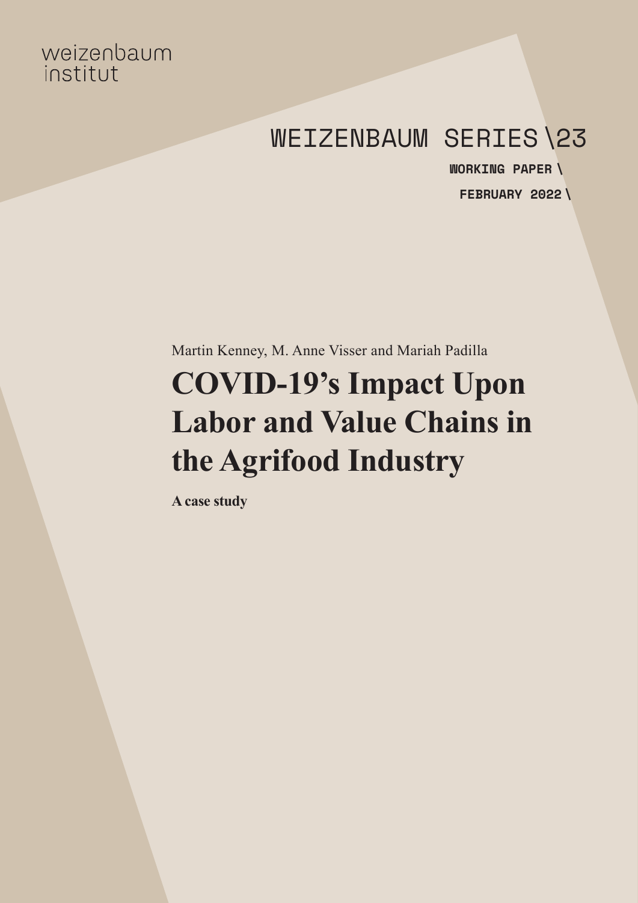weizenbaum institut

WEIZENBAUM SERIES \23

**WORKING PAPER \**

**FEBRUARY 2022 \**

Martin Kenney, M. Anne Visser and Mariah Padilla

# COVID-19's Impact Upon Labor and Value Chains in the Agrifood Industry

**A case study**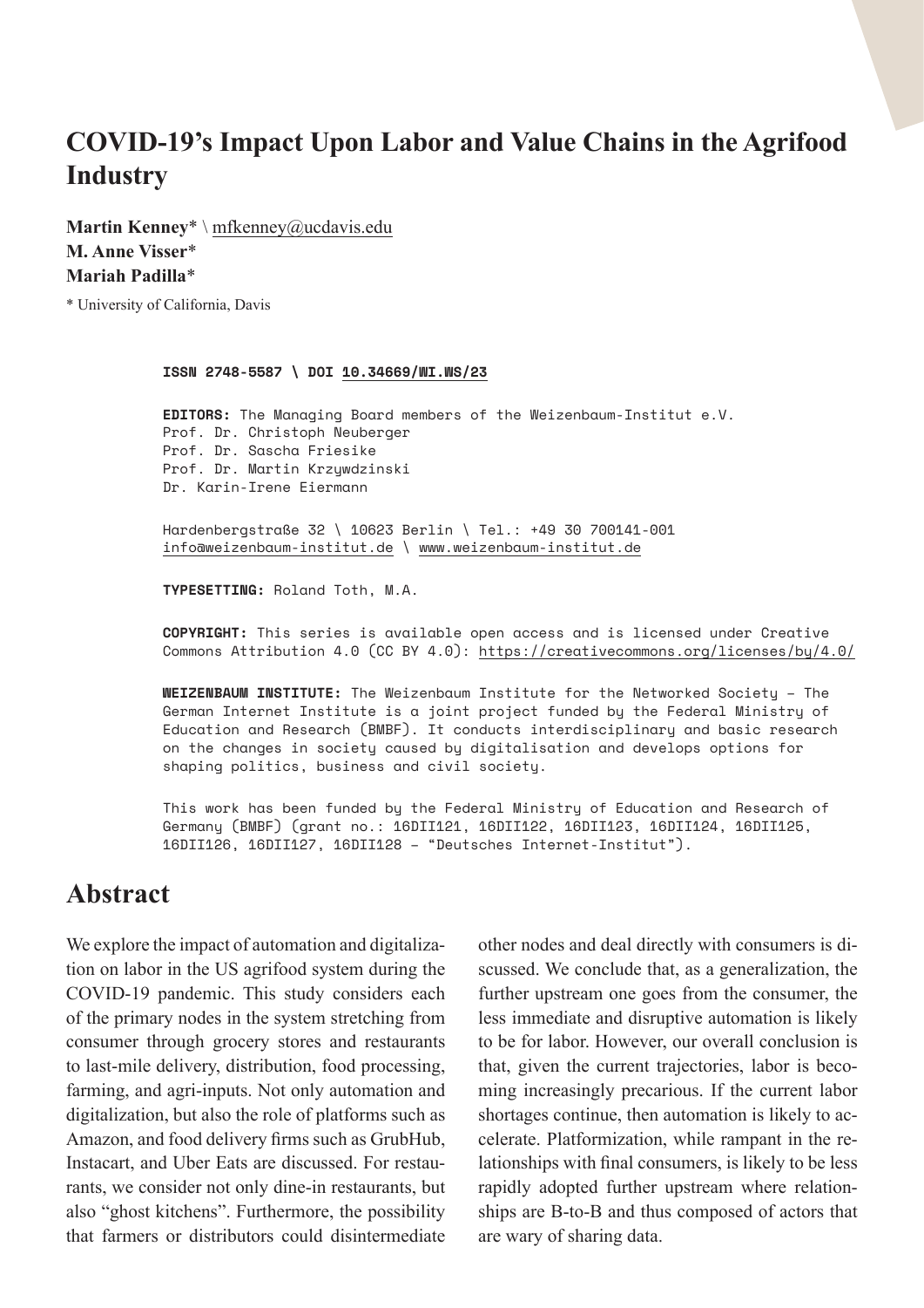# COVID-19's Impact Upon Labor and Value Chains in the Agrifood Industry

**Martin Kenney*** \ mfkenney@ucdavis.edu
**M. Anne Visser***
**Mariah Padilla***

* University of California, Davis

**ISSN 2748-5587 \ DOI 10.34669/WI.WS/23**

**EDITORS:** The Managing Board members of the Weizenbaum-Institut e.V.
Prof. Dr. Christoph Neuberger
Prof. Dr. Sascha Friesike
Prof. Dr. Martin Krzywdzinski
Dr. Karin-Irene Eiermann

Hardenbergstraße 32 \ 10623 Berlin \ Tel.: +49 30 700141-001
info@weizenbaum-institut.de \ www.weizenbaum-institut.de

**TYPESETTING:** Roland Toth, M.A.

**COPYRIGHT:** This series is available open access and is licensed under Creative Commons Attribution 4.0 (CC BY 4.0): https://creativecommons.org/licenses/by/4.0/

**WEIZENBAUM INSTITUTE:** The Weizenbaum Institute for the Networked Society – The German Internet Institute is a joint project funded by the Federal Ministry of Education and Research (BMBF). It conducts interdisciplinary and basic research on the changes in society caused by digitalisation and develops options for shaping politics, business and civil society.

This work has been funded by the Federal Ministry of Education and Research of Germany (BMBF) (grant no.: 16DII121, 16DII122, 16DII123, 16DII124, 16DII125, 16DII126, 16DII127, 16DII128 – "Deutsches Internet-Institut").

## Abstract

We explore the impact of automation and digitalization on labor in the US agrifood system during the COVID-19 pandemic. This study considers each of the primary nodes in the system stretching from consumer through grocery stores and restaurants to last-mile delivery, distribution, food processing, farming, and agri-inputs. Not only automation and digitalization, but also the role of platforms such as Amazon, and food delivery firms such as GrubHub, Instacart, and Uber Eats are discussed. For restaurants, we consider not only dine-in restaurants, but also "ghost kitchens". Furthermore, the possibility that farmers or distributors could disintermediate other nodes and deal directly with consumers is discussed. We conclude that, as a generalization, the further upstream one goes from the consumer, the less immediate and disruptive automation is likely to be for labor. However, our overall conclusion is that, given the current trajectories, labor is becoming increasingly precarious. If the current labor shortages continue, then automation is likely to accelerate. Platformization, while rampant in the relationships with final consumers, is likely to be less rapidly adopted further upstream where relationships are B-to-B and thus composed of actors that are wary of sharing data.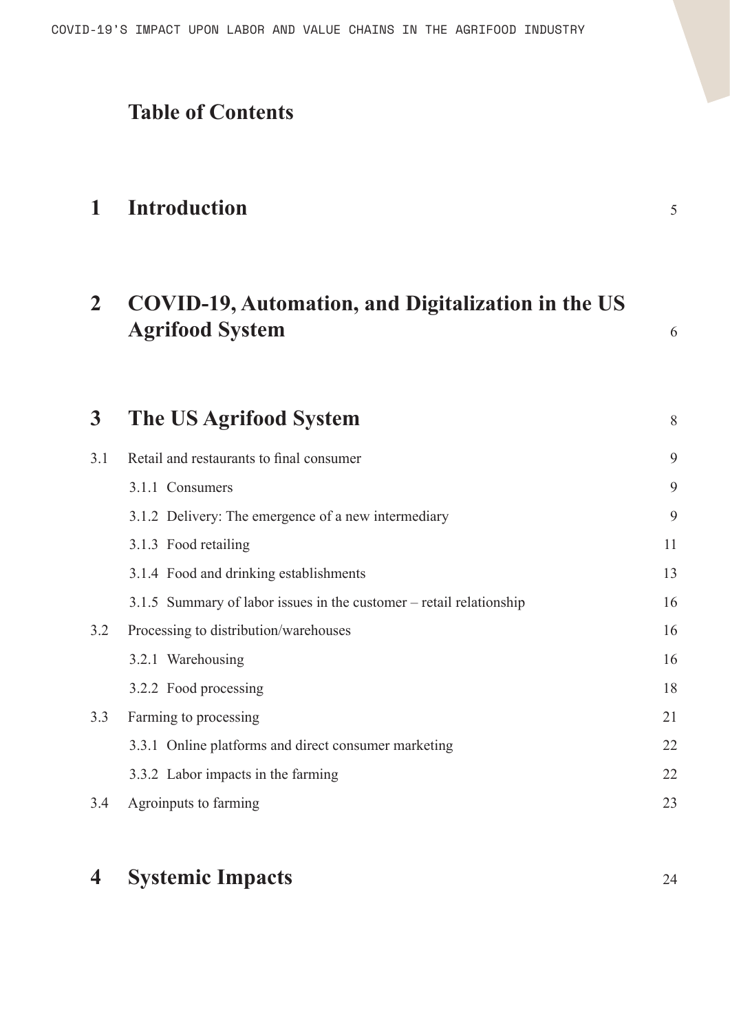# Table of Contents

| | | |
|---|---|---|
| **1** | **Introduction** | 5 |
| **2** | **COVID-19, Automation, and Digitalization in the US Agrifood System** | 6 |
| **3** | **The US Agrifood System** | 8 |
| 3.1 | Retail and restaurants to final consumer | 9 |
| | 3.1.1 Consumers | 9 |
| | 3.1.2 Delivery: The emergence of a new intermediary | 9 |
| | 3.1.3 Food retailing | 11 |
| | 3.1.4 Food and drinking establishments | 13 |
| | 3.1.5 Summary of labor issues in the customer – retail relationship | 16 |
| 3.2 | Processing to distribution/warehouses | 16 |
| | 3.2.1 Warehousing | 16 |
| | 3.2.2 Food processing | 18 |
| 3.3 | Farming to processing | 21 |
| | 3.3.1 Online platforms and direct consumer marketing | 22 |
| | 3.3.2 Labor impacts in the farming | 22 |
| 3.4 | Agroinputs to farming | 23 |
| **4** | **Systemic Impacts** | 24 |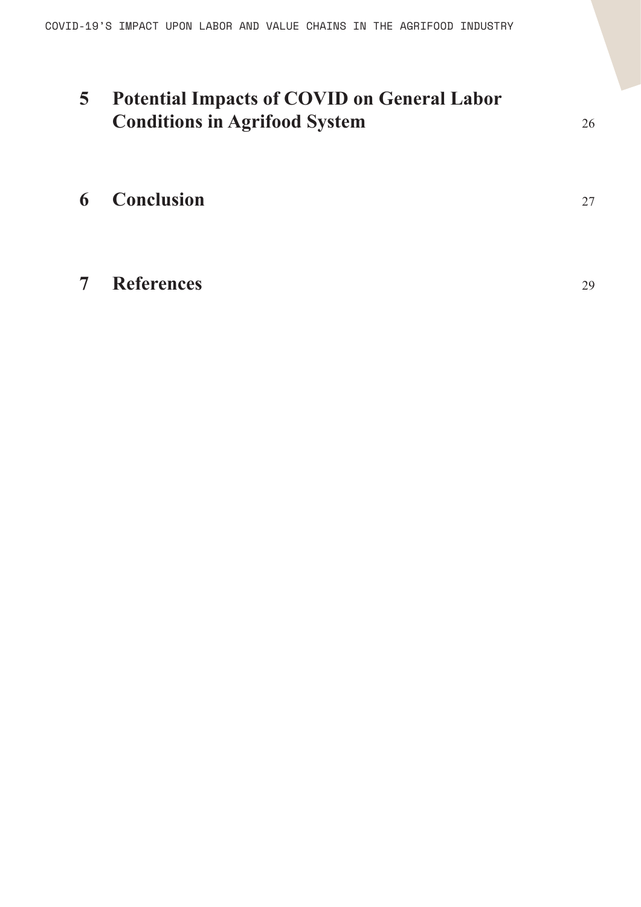**5 Potential Impacts of COVID on General Labor Conditions in Agrifood System** 26

**6 Conclusion** 27

**7 References** 29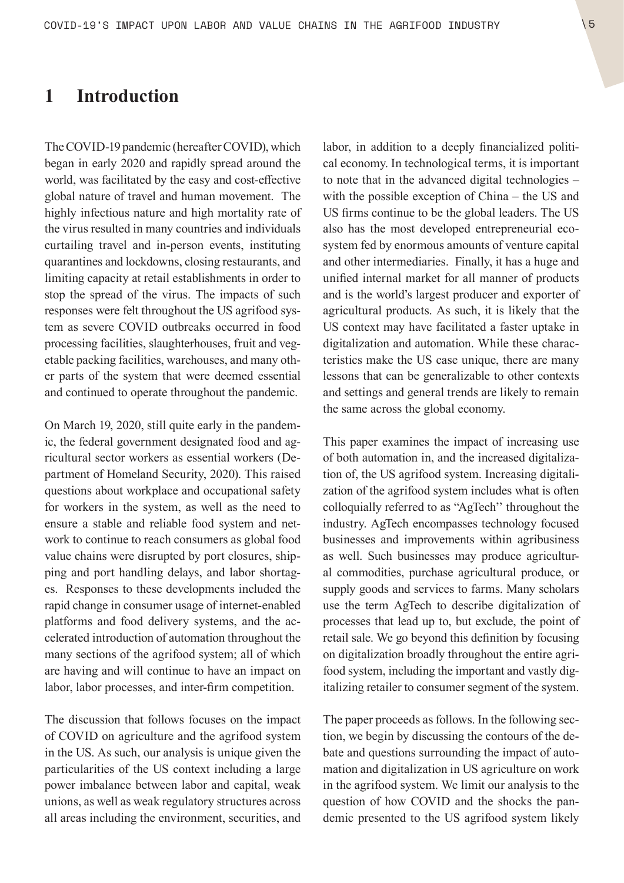# 1 Introduction

The COVID-19 pandemic (hereafter COVID), which began in early 2020 and rapidly spread around the world, was facilitated by the easy and cost-effective global nature of travel and human movement. The highly infectious nature and high mortality rate of the virus resulted in many countries and individuals curtailing travel and in-person events, instituting quarantines and lockdowns, closing restaurants, and limiting capacity at retail establishments in order to stop the spread of the virus. The impacts of such responses were felt throughout the US agrifood system as severe COVID outbreaks occurred in food processing facilities, slaughterhouses, fruit and vegetable packing facilities, warehouses, and many other parts of the system that were deemed essential and continued to operate throughout the pandemic.

On March 19, 2020, still quite early in the pandemic, the federal government designated food and agricultural sector workers as essential workers (Department of Homeland Security, 2020). This raised questions about workplace and occupational safety for workers in the system, as well as the need to ensure a stable and reliable food system and network to continue to reach consumers as global food value chains were disrupted by port closures, shipping and port handling delays, and labor shortages. Responses to these developments included the rapid change in consumer usage of internet-enabled platforms and food delivery systems, and the accelerated introduction of automation throughout the many sections of the agrifood system; all of which are having and will continue to have an impact on labor, labor processes, and inter-firm competition.

The discussion that follows focuses on the impact of COVID on agriculture and the agrifood system in the US. As such, our analysis is unique given the particularities of the US context including a large power imbalance between labor and capital, weak unions, as well as weak regulatory structures across all areas including the environment, securities, and labor, in addition to a deeply financialized political economy. In technological terms, it is important to note that in the advanced digital technologies – with the possible exception of China – the US and US firms continue to be the global leaders. The US also has the most developed entrepreneurial ecosystem fed by enormous amounts of venture capital and other intermediaries. Finally, it has a huge and unified internal market for all manner of products and is the world's largest producer and exporter of agricultural products. As such, it is likely that the US context may have facilitated a faster uptake in digitalization and automation. While these characteristics make the US case unique, there are many lessons that can be generalizable to other contexts and settings and general trends are likely to remain the same across the global economy.

This paper examines the impact of increasing use of both automation in, and the increased digitalization of, the US agrifood system. Increasing digitalization of the agrifood system includes what is often colloquially referred to as "AgTech'' throughout the industry. AgTech encompasses technology focused businesses and improvements within agribusiness as well. Such businesses may produce agricultural commodities, purchase agricultural produce, or supply goods and services to farms. Many scholars use the term AgTech to describe digitalization of processes that lead up to, but exclude, the point of retail sale. We go beyond this definition by focusing on digitalization broadly throughout the entire agrifood system, including the important and vastly digitalizing retailer to consumer segment of the system.

The paper proceeds as follows. In the following section, we begin by discussing the contours of the debate and questions surrounding the impact of automation and digitalization in US agriculture on work in the agrifood system. We limit our analysis to the question of how COVID and the shocks the pandemic presented to the US agrifood system likely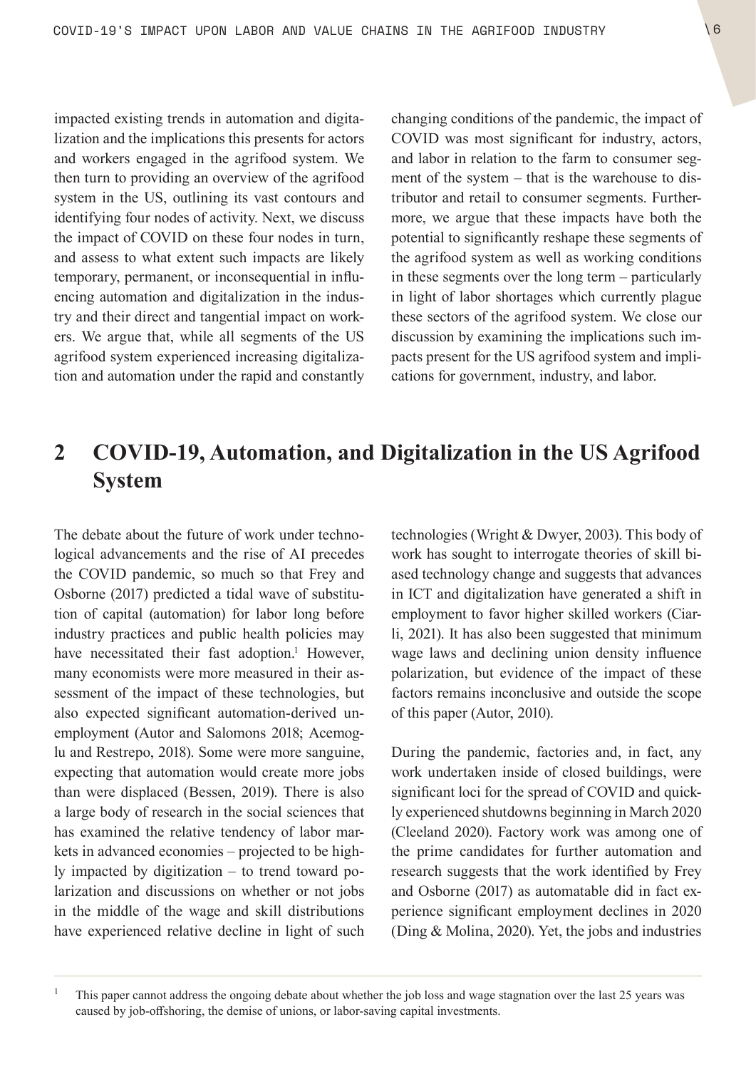impacted existing trends in automation and digitalization and the implications this presents for actors and workers engaged in the agrifood system. We then turn to providing an overview of the agrifood system in the US, outlining its vast contours and identifying four nodes of activity. Next, we discuss the impact of COVID on these four nodes in turn, and assess to what extent such impacts are likely temporary, permanent, or inconsequential in influencing automation and digitalization in the industry and their direct and tangential impact on workers. We argue that, while all segments of the US agrifood system experienced increasing digitalization and automation under the rapid and constantly changing conditions of the pandemic, the impact of COVID was most significant for industry, actors, and labor in relation to the farm to consumer segment of the system – that is the warehouse to distributor and retail to consumer segments. Furthermore, we argue that these impacts have both the potential to significantly reshape these segments of the agrifood system as well as working conditions in these segments over the long term – particularly in light of labor shortages which currently plague these sectors of the agrifood system. We close our discussion by examining the implications such impacts present for the US agrifood system and implications for government, industry, and labor.

## 2 COVID-19, Automation, and Digitalization in the US Agrifood System

The debate about the future of work under technological advancements and the rise of AI precedes the COVID pandemic, so much so that Frey and Osborne (2017) predicted a tidal wave of substitution of capital (automation) for labor long before industry practices and public health policies may have necessitated their fast adoption.[1] However, many economists were more measured in their assessment of the impact of these technologies, but also expected significant automation-derived unemployment (Autor and Salomons 2018; Acemoglu and Restrepo, 2018). Some were more sanguine, expecting that automation would create more jobs than were displaced (Bessen, 2019). There is also a large body of research in the social sciences that has examined the relative tendency of labor markets in advanced economies – projected to be highly impacted by digitization – to trend toward polarization and discussions on whether or not jobs in the middle of the wage and skill distributions have experienced relative decline in light of such technologies (Wright & Dwyer, 2003). This body of work has sought to interrogate theories of skill biased technology change and suggests that advances in ICT and digitalization have generated a shift in employment to favor higher skilled workers (Ciarli, 2021). It has also been suggested that minimum wage laws and declining union density influence polarization, but evidence of the impact of these factors remains inconclusive and outside the scope of this paper (Autor, 2010).

During the pandemic, factories and, in fact, any work undertaken inside of closed buildings, were significant loci for the spread of COVID and quickly experienced shutdowns beginning in March 2020 (Cleeland 2020). Factory work was among one of the prime candidates for further automation and research suggests that the work identified by Frey and Osborne (2017) as automatable did in fact experience significant employment declines in 2020 (Ding & Molina, 2020). Yet, the jobs and industries

[1] This paper cannot address the ongoing debate about whether the job loss and wage stagnation over the last 25 years was caused by job-offshoring, the demise of unions, or labor-saving capital investments.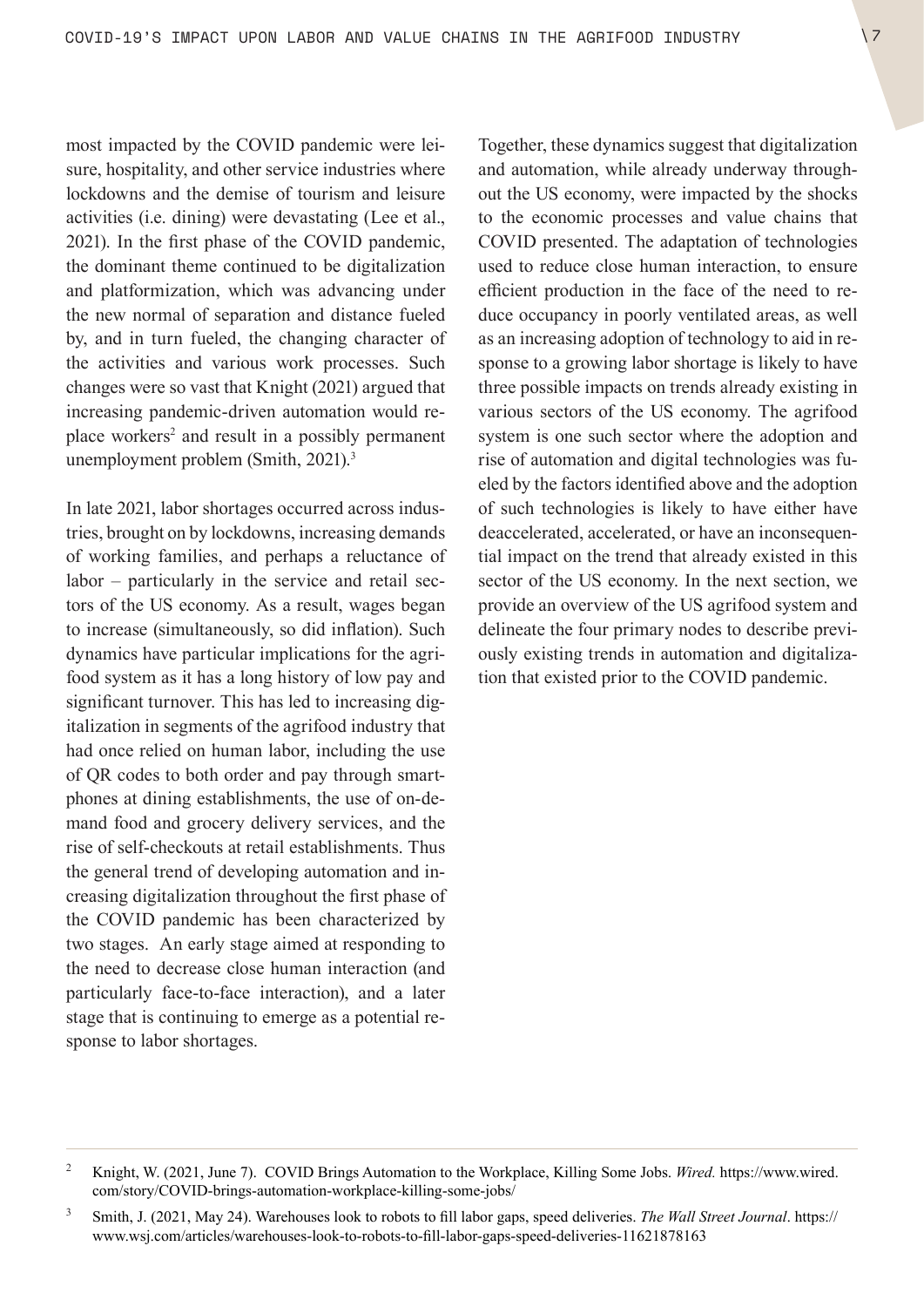most impacted by the COVID pandemic were leisure, hospitality, and other service industries where lockdowns and the demise of tourism and leisure activities (i.e. dining) were devastating (Lee et al., 2021). In the first phase of the COVID pandemic, the dominant theme continued to be digitalization and platformization, which was advancing under the new normal of separation and distance fueled by, and in turn fueled, the changing character of the activities and various work processes. Such changes were so vast that Knight (2021) argued that increasing pandemic-driven automation would replace workers[2] and result in a possibly permanent unemployment problem (Smith, 2021).[3]

In late 2021, labor shortages occurred across industries, brought on by lockdowns, increasing demands of working families, and perhaps a reluctance of labor – particularly in the service and retail sectors of the US economy. As a result, wages began to increase (simultaneously, so did inflation). Such dynamics have particular implications for the agrifood system as it has a long history of low pay and significant turnover. This has led to increasing digitalization in segments of the agrifood industry that had once relied on human labor, including the use of QR codes to both order and pay through smartphones at dining establishments, the use of on-demand food and grocery delivery services, and the rise of self-checkouts at retail establishments. Thus the general trend of developing automation and increasing digitalization throughout the first phase of the COVID pandemic has been characterized by two stages. An early stage aimed at responding to the need to decrease close human interaction (and particularly face-to-face interaction), and a later stage that is continuing to emerge as a potential response to labor shortages.

Together, these dynamics suggest that digitalization and automation, while already underway throughout the US economy, were impacted by the shocks to the economic processes and value chains that COVID presented. The adaptation of technologies used to reduce close human interaction, to ensure efficient production in the face of the need to reduce occupancy in poorly ventilated areas, as well as an increasing adoption of technology to aid in response to a growing labor shortage is likely to have three possible impacts on trends already existing in various sectors of the US economy. The agrifood system is one such sector where the adoption and rise of automation and digital technologies was fueled by the factors identified above and the adoption of such technologies is likely to have either have deaccelerated, accelerated, or have an inconsequential impact on the trend that already existed in this sector of the US economy. In the next section, we provide an overview of the US agrifood system and delineate the four primary nodes to describe previously existing trends in automation and digitalization that existed prior to the COVID pandemic.

---

[2] Knight, W. (2021, June 7). COVID Brings Automation to the Workplace, Killing Some Jobs. *Wired.* https://www.wired.com/story/COVID-brings-automation-workplace-killing-some-jobs/

[3] Smith, J. (2021, May 24). Warehouses look to robots to fill labor gaps, speed deliveries. *The Wall Street Journal*. https://www.wsj.com/articles/warehouses-look-to-robots-to-fill-labor-gaps-speed-deliveries-11621878163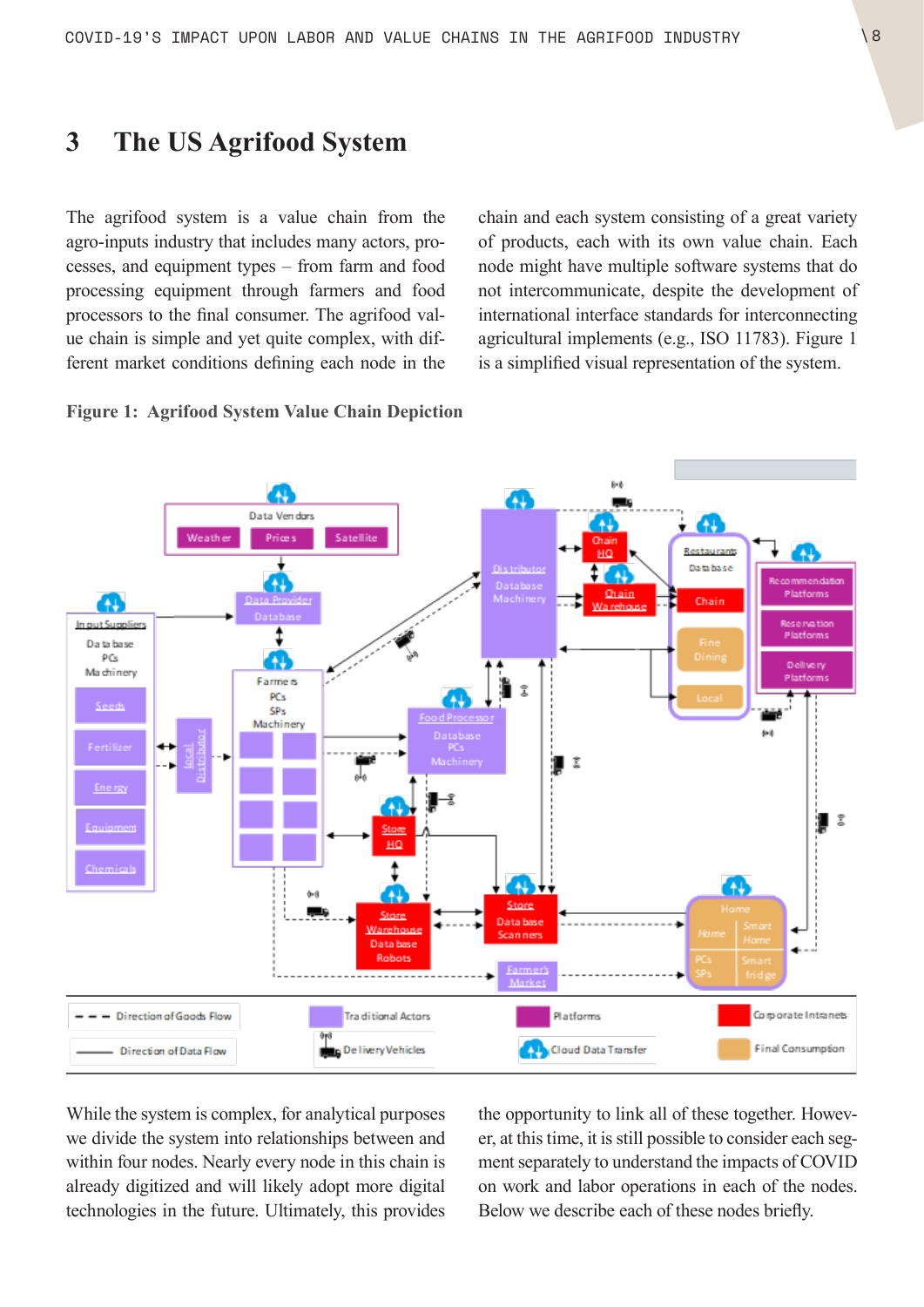# 3 The US Agrifood System

The agrifood system is a value chain from the agro-inputs industry that includes many actors, processes, and equipment types – from farm and food processing equipment through farmers and food processors to the final consumer. The agrifood value chain is simple and yet quite complex, with different market conditions defining each node in the chain and each system consisting of a great variety of products, each with its own value chain. Each node might have multiple software systems that do not intercommunicate, despite the development of international interface standards for interconnecting agricultural implements (e.g., ISO 11783). Figure 1 is a simplified visual representation of the system.

**Figure 1: Agrifood System Value Chain Depiction**

While the system is complex, for analytical purposes we divide the system into relationships between and within four nodes. Nearly every node in this chain is already digitized and will likely adopt more digital technologies in the future. Ultimately, this provides the opportunity to link all of these together. However, at this time, it is still possible to consider each segment separately to understand the impacts of COVID on work and labor operations in each of the nodes. Below we describe each of these nodes briefly.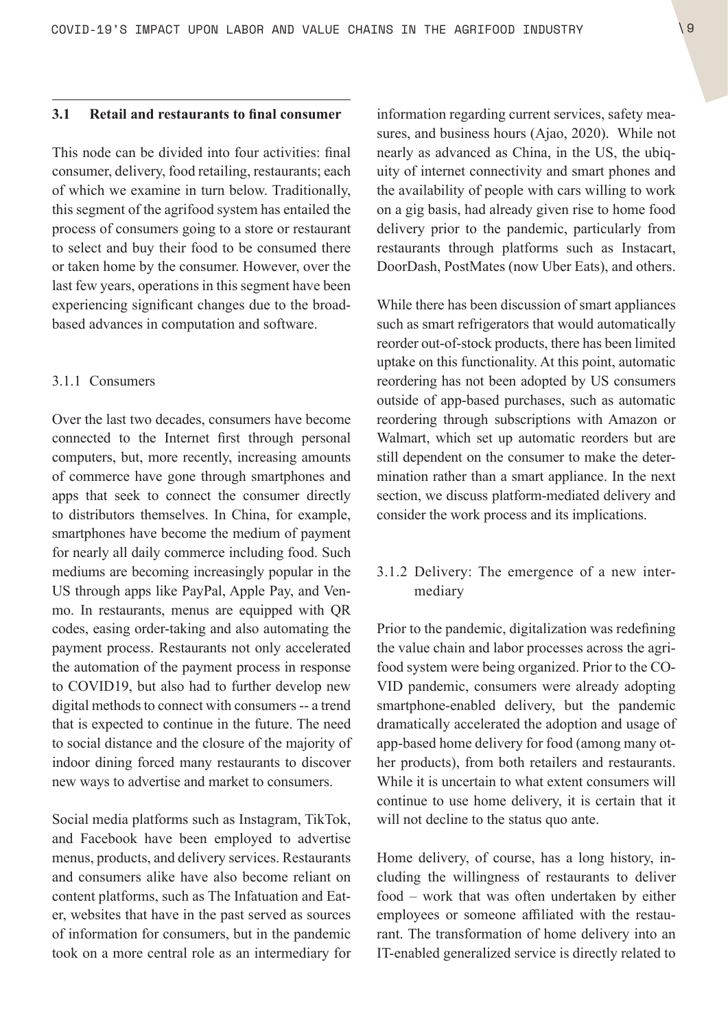### 3.1 Retail and restaurants to final consumer

This node can be divided into four activities: final consumer, delivery, food retailing, restaurants; each of which we examine in turn below. Traditionally, this segment of the agrifood system has entailed the process of consumers going to a store or restaurant to select and buy their food to be consumed there or taken home by the consumer. However, over the last few years, operations in this segment have been experiencing significant changes due to the broad-based advances in computation and software.

#### 3.1.1 Consumers

Over the last two decades, consumers have become connected to the Internet first through personal computers, but, more recently, increasing amounts of commerce have gone through smartphones and apps that seek to connect the consumer directly to distributors themselves. In China, for example, smartphones have become the medium of payment for nearly all daily commerce including food. Such mediums are becoming increasingly popular in the US through apps like PayPal, Apple Pay, and Venmo. In restaurants, menus are equipped with QR codes, easing order-taking and also automating the payment process. Restaurants not only accelerated the automation of the payment process in response to COVID19, but also had to further develop new digital methods to connect with consumers -- a trend that is expected to continue in the future. The need to social distance and the closure of the majority of indoor dining forced many restaurants to discover new ways to advertise and market to consumers.

Social media platforms such as Instagram, TikTok, and Facebook have been employed to advertise menus, products, and delivery services. Restaurants and consumers alike have also become reliant on content platforms, such as The Infatuation and Eater, websites that have in the past served as sources of information for consumers, but in the pandemic took on a more central role as an intermediary for information regarding current services, safety measures, and business hours (Ajao, 2020). While not nearly as advanced as China, in the US, the ubiquity of internet connectivity and smart phones and the availability of people with cars willing to work on a gig basis, had already given rise to home food delivery prior to the pandemic, particularly from restaurants through platforms such as Instacart, DoorDash, PostMates (now Uber Eats), and others.

While there has been discussion of smart appliances such as smart refrigerators that would automatically reorder out-of-stock products, there has been limited uptake on this functionality. At this point, automatic reordering has not been adopted by US consumers outside of app-based purchases, such as automatic reordering through subscriptions with Amazon or Walmart, which set up automatic reorders but are still dependent on the consumer to make the determination rather than a smart appliance. In the next section, we discuss platform-mediated delivery and consider the work process and its implications.

#### 3.1.2 Delivery: The emergence of a new intermediary

Prior to the pandemic, digitalization was redefining the value chain and labor processes across the agrifood system were being organized. Prior to the COVID pandemic, consumers were already adopting smartphone-enabled delivery, but the pandemic dramatically accelerated the adoption and usage of app-based home delivery for food (among many other products), from both retailers and restaurants. While it is uncertain to what extent consumers will continue to use home delivery, it is certain that it will not decline to the status quo ante.

Home delivery, of course, has a long history, including the willingness of restaurants to deliver food – work that was often undertaken by either employees or someone affiliated with the restaurant. The transformation of home delivery into an IT-enabled generalized service is directly related to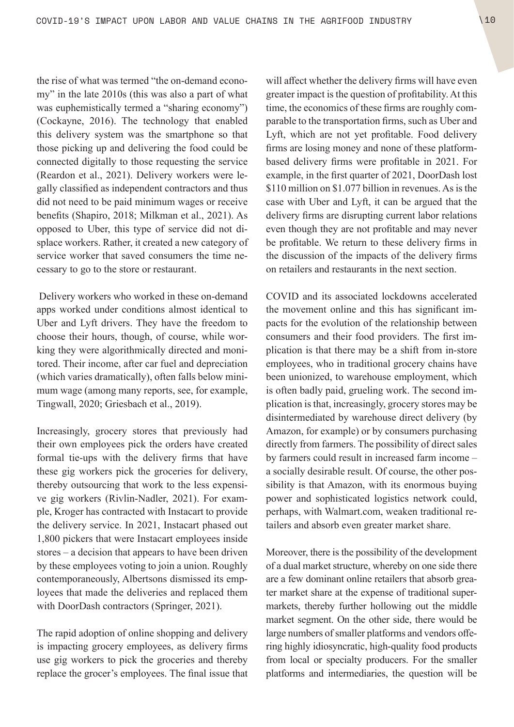the rise of what was termed "the on-demand economy" in the late 2010s (this was also a part of what was euphemistically termed a "sharing economy") (Cockayne, 2016). The technology that enabled this delivery system was the smartphone so that those picking up and delivering the food could be connected digitally to those requesting the service (Reardon et al., 2021). Delivery workers were legally classified as independent contractors and thus did not need to be paid minimum wages or receive benefits (Shapiro, 2018; Milkman et al., 2021). As opposed to Uber, this type of service did not displace workers. Rather, it created a new category of service worker that saved consumers the time necessary to go to the store or restaurant.

Delivery workers who worked in these on-demand apps worked under conditions almost identical to Uber and Lyft drivers. They have the freedom to choose their hours, though, of course, while working they were algorithmically directed and monitored. Their income, after car fuel and depreciation (which varies dramatically), often falls below minimum wage (among many reports, see, for example, Tingwall, 2020; Griesbach et al., 2019).

Increasingly, grocery stores that previously had their own employees pick the orders have created formal tie-ups with the delivery firms that have these gig workers pick the groceries for delivery, thereby outsourcing that work to the less expensive gig workers (Rivlin-Nadler, 2021). For example, Kroger has contracted with Instacart to provide the delivery service. In 2021, Instacart phased out 1,800 pickers that were Instacart employees inside stores – a decision that appears to have been driven by these employees voting to join a union. Roughly contemporaneously, Albertsons dismissed its employees that made the deliveries and replaced them with DoorDash contractors (Springer, 2021).

The rapid adoption of online shopping and delivery is impacting grocery employees, as delivery firms use gig workers to pick the groceries and thereby replace the grocer's employees. The final issue that will affect whether the delivery firms will have even greater impact is the question of profitability. At this time, the economics of these firms are roughly comparable to the transportation firms, such as Uber and Lyft, which are not yet profitable. Food delivery firms are losing money and none of these platform-based delivery firms were profitable in 2021. For example, in the first quarter of 2021, DoorDash lost \$110 million on \$1.077 billion in revenues. As is the case with Uber and Lyft, it can be argued that the delivery firms are disrupting current labor relations even though they are not profitable and may never be profitable. We return to these delivery firms in the discussion of the impacts of the delivery firms on retailers and restaurants in the next section.

COVID and its associated lockdowns accelerated the movement online and this has significant impacts for the evolution of the relationship between consumers and their food providers. The first implication is that there may be a shift from in-store employees, who in traditional grocery chains have been unionized, to warehouse employment, which is often badly paid, grueling work. The second implication is that, increasingly, grocery stores may be disintermediated by warehouse direct delivery (by Amazon, for example) or by consumers purchasing directly from farmers. The possibility of direct sales by farmers could result in increased farm income – a socially desirable result. Of course, the other possibility is that Amazon, with its enormous buying power and sophisticated logistics network could, perhaps, with Walmart.com, weaken traditional retailers and absorb even greater market share.

Moreover, there is the possibility of the development of a dual market structure, whereby on one side there are a few dominant online retailers that absorb greater market share at the expense of traditional supermarkets, thereby further hollowing out the middle market segment. On the other side, there would be large numbers of smaller platforms and vendors offering highly idiosyncratic, high-quality food products from local or specialty producers. For the smaller platforms and intermediaries, the question will be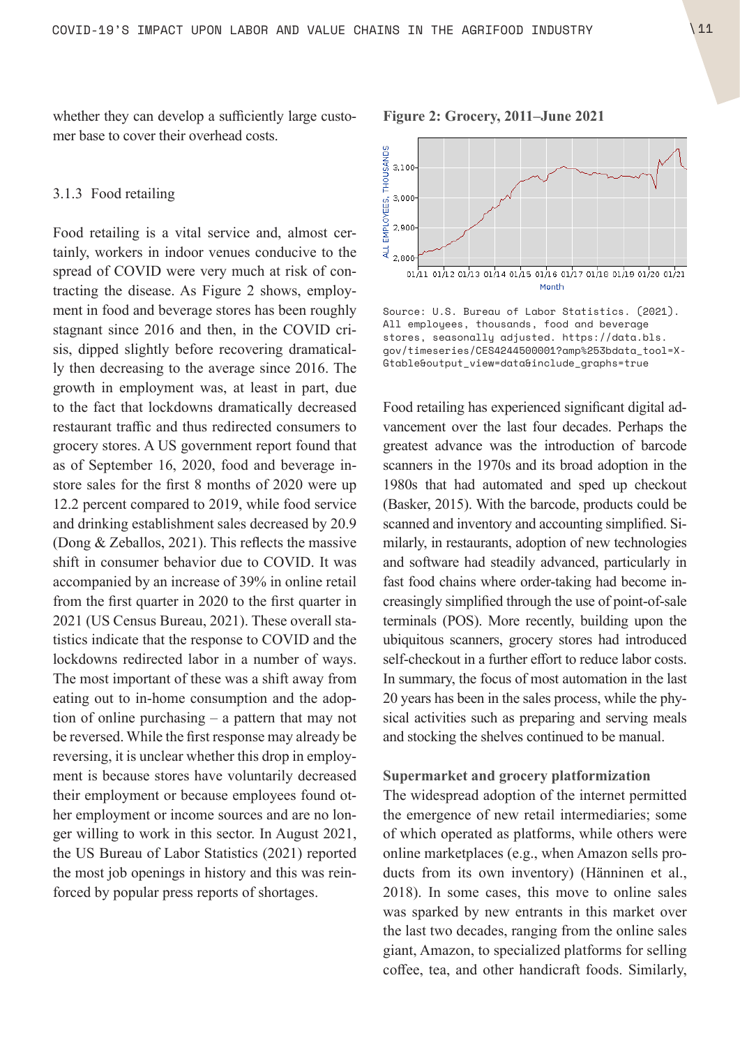whether they can develop a sufficiently large customer base to cover their overhead costs.

### 3.1.3 Food retailing

Food retailing is a vital service and, almost certainly, workers in indoor venues conducive to the spread of COVID were very much at risk of contracting the disease. As Figure 2 shows, employment in food and beverage stores has been roughly stagnant since 2016 and then, in the COVID crisis, dipped slightly before recovering dramatically then decreasing to the average since 2016. The growth in employment was, at least in part, due to the fact that lockdowns dramatically decreased restaurant traffic and thus redirected consumers to grocery stores. A US government report found that as of September 16, 2020, food and beverage in-store sales for the first 8 months of 2020 were up 12.2 percent compared to 2019, while food service and drinking establishment sales decreased by 20.9 (Dong & Zeballos, 2021). This reflects the massive shift in consumer behavior due to COVID. It was accompanied by an increase of 39% in online retail from the first quarter in 2020 to the first quarter in 2021 (US Census Bureau, 2021). These overall statistics indicate that the response to COVID and the lockdowns redirected labor in a number of ways. The most important of these was a shift away from eating out to in-home consumption and the adoption of online purchasing – a pattern that may not be reversed. While the first response may already be reversing, it is unclear whether this drop in employment is because stores have voluntarily decreased their employment or because employees found other employment or income sources and are no longer willing to work in this sector. In August 2021, the US Bureau of Labor Statistics (2021) reported the most job openings in history and this was reinforced by popular press reports of shortages.

**Figure 2: Grocery, 2011–June 2021**

Source: U.S. Bureau of Labor Statistics. (2021). All employees, thousands, food and beverage stores, seasonally adjusted. https://data.bls.gov/timeseries/CES4244500001?amp%253bdata_tool=XGtable&output_view=data&include_graphs=true

Food retailing has experienced significant digital advancement over the last four decades. Perhaps the greatest advance was the introduction of barcode scanners in the 1970s and its broad adoption in the 1980s that had automated and sped up checkout (Basker, 2015). With the barcode, products could be scanned and inventory and accounting simplified. Similarly, in restaurants, adoption of new technologies and software had steadily advanced, particularly in fast food chains where order-taking had become increasingly simplified through the use of point-of-sale terminals (POS). More recently, building upon the ubiquitous scanners, grocery stores had introduced self-checkout in a further effort to reduce labor costs. In summary, the focus of most automation in the last 20 years has been in the sales process, while the physical activities such as preparing and serving meals and stocking the shelves continued to be manual.

**Supermarket and grocery platformization**

The widespread adoption of the internet permitted the emergence of new retail intermediaries; some of which operated as platforms, while others were online marketplaces (e.g., when Amazon sells products from its own inventory) (Hänninen et al., 2018). In some cases, this move to online sales was sparked by new entrants in this market over the last two decades, ranging from the online sales giant, Amazon, to specialized platforms for selling coffee, tea, and other handicraft foods. Similarly,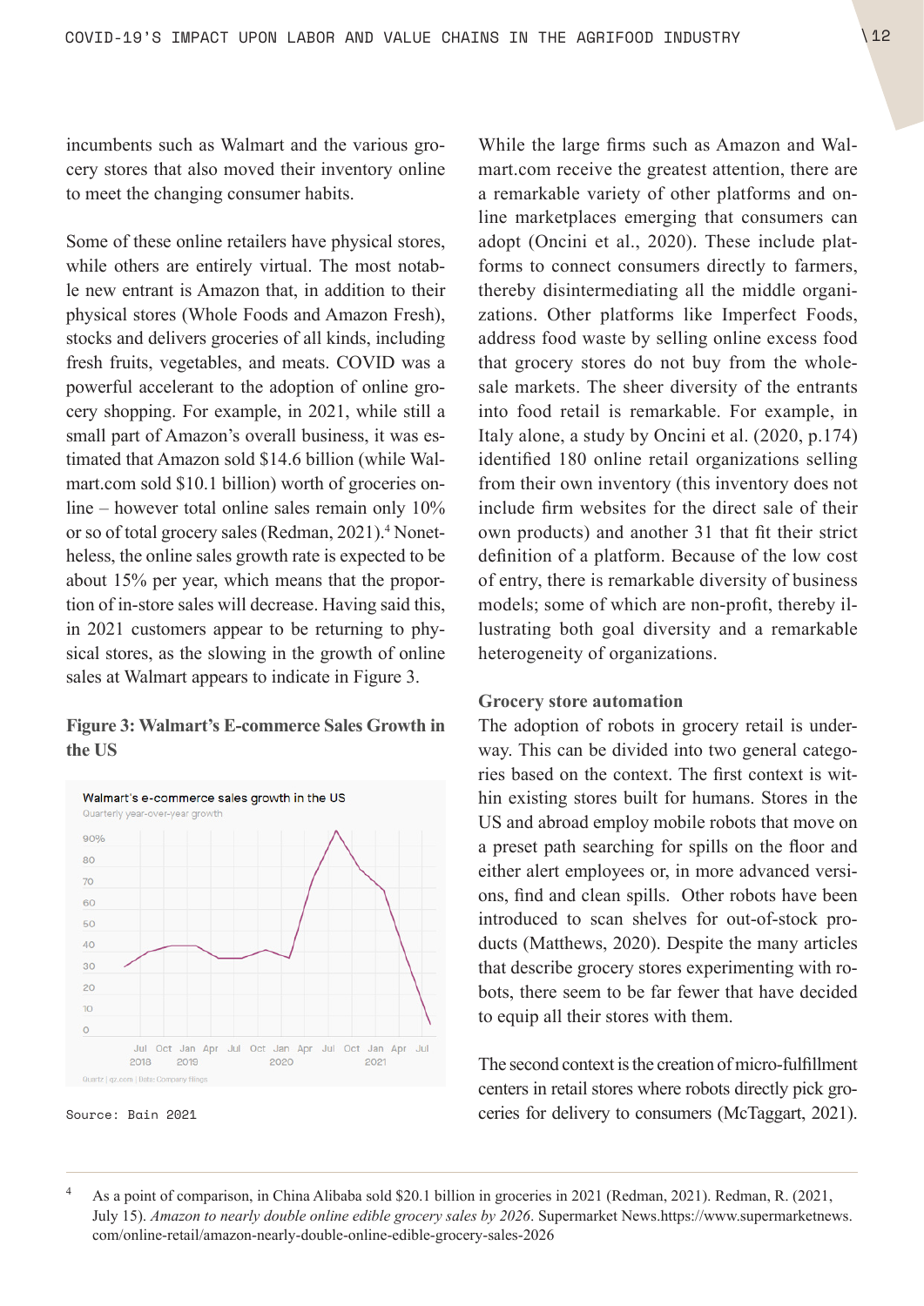incumbents such as Walmart and the various grocery stores that also moved their inventory online to meet the changing consumer habits.

Some of these online retailers have physical stores, while others are entirely virtual. The most notable new entrant is Amazon that, in addition to their physical stores (Whole Foods and Amazon Fresh), stocks and delivers groceries of all kinds, including fresh fruits, vegetables, and meats. COVID was a powerful accelerant to the adoption of online grocery shopping. For example, in 2021, while still a small part of Amazon's overall business, it was estimated that Amazon sold $14.6 billion (while Walmart.com sold $10.1 billion) worth of groceries online – however total online sales remain only 10% or so of total grocery sales (Redman, 2021).[4] Nonetheless, the online sales growth rate is expected to be about 15% per year, which means that the proportion of in-store sales will decrease. Having said this, in 2021 customers appear to be returning to physical stores, as the slowing in the growth of online sales at Walmart appears to indicate in Figure 3.

**Figure 3: Walmart's E-commerce Sales Growth in the US**

Source: Bain 2021

While the large firms such as Amazon and Walmart.com receive the greatest attention, there are a remarkable variety of other platforms and online marketplaces emerging that consumers can adopt (Oncini et al., 2020). These include platforms to connect consumers directly to farmers, thereby disintermediating all the middle organizations. Other platforms like Imperfect Foods, address food waste by selling online excess food that grocery stores do not buy from the wholesale markets. The sheer diversity of the entrants into food retail is remarkable. For example, in Italy alone, a study by Oncini et al. (2020, p.174) identified 180 online retail organizations selling from their own inventory (this inventory does not include firm websites for the direct sale of their own products) and another 31 that fit their strict definition of a platform. Because of the low cost of entry, there is remarkable diversity of business models; some of which are non-profit, thereby illustrating both goal diversity and a remarkable heterogeneity of organizations.

**Grocery store automation**

The adoption of robots in grocery retail is underway. This can be divided into two general categories based on the context. The first context is within existing stores built for humans. Stores in the US and abroad employ mobile robots that move on a preset path searching for spills on the floor and either alert employees or, in more advanced versions, find and clean spills. Other robots have been introduced to scan shelves for out-of-stock products (Matthews, 2020). Despite the many articles that describe grocery stores experimenting with robots, there seem to be far fewer that have decided to equip all their stores with them.

The second context is the creation of micro-fulfillment centers in retail stores where robots directly pick groceries for delivery to consumers (McTaggart, 2021).

[4] As a point of comparison, in China Alibaba sold $20.1 billion in groceries in 2021 (Redman, 2021). Redman, R. (2021, July 15). *Amazon to nearly double online edible grocery sales by 2026*. Supermarket News.https://www.supermarketnews.com/online-retail/amazon-nearly-double-online-edible-grocery-sales-2026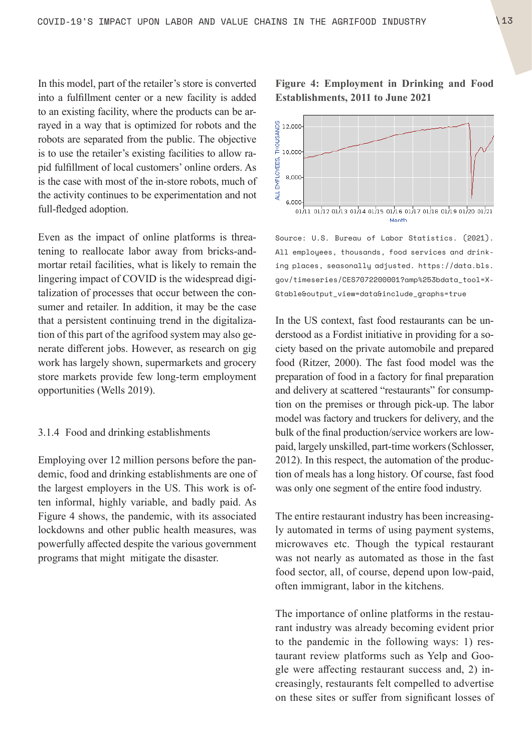In this model, part of the retailer's store is converted into a fulfillment center or a new facility is added to an existing facility, where the products can be arrayed in a way that is optimized for robots and the robots are separated from the public. The objective is to use the retailer's existing facilities to allow rapid fulfillment of local customers' online orders. As is the case with most of the in-store robots, much of the activity continues to be experimentation and not full-fledged adoption.

Even as the impact of online platforms is threatening to reallocate labor away from bricks-and-mortar retail facilities, what is likely to remain the lingering impact of COVID is the widespread digitalization of processes that occur between the consumer and retailer. In addition, it may be the case that a persistent continuing trend in the digitalization of this part of the agrifood system may also generate different jobs. However, as research on gig work has largely shown, supermarkets and grocery store markets provide few long-term employment opportunities (Wells 2019).

### 3.1.4 Food and drinking establishments

Employing over 12 million persons before the pandemic, food and drinking establishments are one of the largest employers in the US. This work is often informal, highly variable, and badly paid. As Figure 4 shows, the pandemic, with its associated lockdowns and other public health measures, was powerfully affected despite the various government programs that might mitigate the disaster.

**Figure 4: Employment in Drinking and Food Establishments, 2011 to June 2021**

Source: U.S. Bureau of Labor Statistics. (2021). All employees, thousands, food services and drinking places, seasonally adjusted. https://data.bls.gov/timeseries/CES7072200001?amp%253bdata_tool=XGtable&output_view=data&include_graphs=true

In the US context, fast food restaurants can be understood as a Fordist initiative in providing for a society based on the private automobile and prepared food (Ritzer, 2000). The fast food model was the preparation of food in a factory for final preparation and delivery at scattered "restaurants" for consumption on the premises or through pick-up. The labor model was factory and truckers for delivery, and the bulk of the final production/service workers are low-paid, largely unskilled, part-time workers (Schlosser, 2012). In this respect, the automation of the production of meals has a long history. Of course, fast food was only one segment of the entire food industry.

The entire restaurant industry has been increasingly automated in terms of using payment systems, microwaves etc. Though the typical restaurant was not nearly as automated as those in the fast food sector, all, of course, depend upon low-paid, often immigrant, labor in the kitchens.

The importance of online platforms in the restaurant industry was already becoming evident prior to the pandemic in the following ways: 1) restaurant review platforms such as Yelp and Google were affecting restaurant success and, 2) increasingly, restaurants felt compelled to advertise on these sites or suffer from significant losses of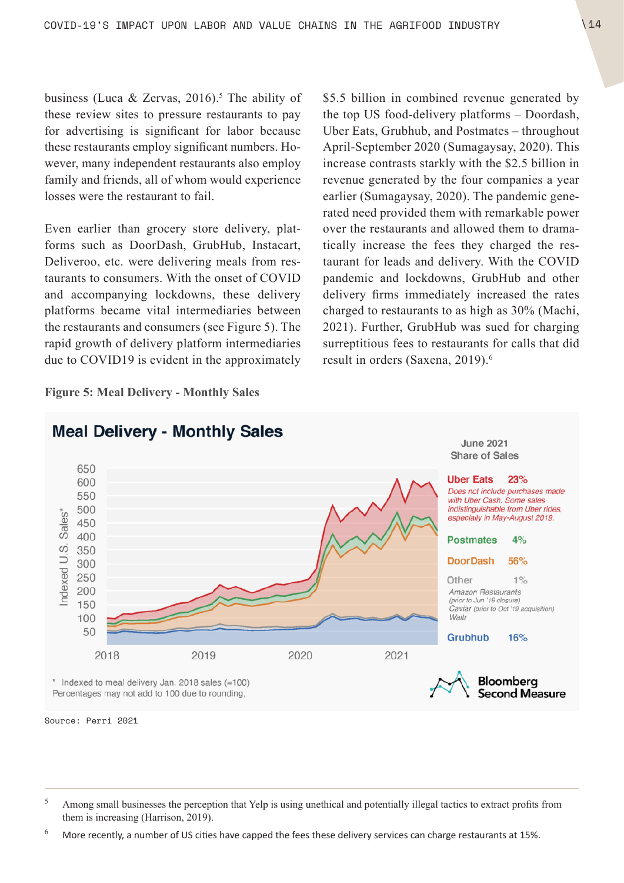business (Luca & Zervas, 2016).[5] The ability of these review sites to pressure restaurants to pay for advertising is significant for labor because these restaurants employ significant numbers. However, many independent restaurants also employ family and friends, all of whom would experience losses were the restaurant to fail.

Even earlier than grocery store delivery, platforms such as DoorDash, GrubHub, Instacart, Deliveroo, etc. were delivering meals from restaurants to consumers. With the onset of COVID and accompanying lockdowns, these delivery platforms became vital intermediaries between the restaurants and consumers (see Figure 5). The rapid growth of delivery platform intermediaries due to COVID19 is evident in the approximately $5.5 billion in combined revenue generated by the top US food-delivery platforms – Doordash, Uber Eats, Grubhub, and Postmates – throughout April-September 2020 (Sumagaysay, 2020). This increase contrasts starkly with the $2.5 billion in revenue generated by the four companies a year earlier (Sumagaysay, 2020). The pandemic generated need provided them with remarkable power over the restaurants and allowed them to dramatically increase the fees they charged the restaurant for leads and delivery. With the COVID pandemic and lockdowns, GrubHub and other delivery firms immediately increased the rates charged to restaurants to as high as 30% (Machi, 2021). Further, GrubHub was sued for charging surreptitious fees to restaurants for calls that did result in orders (Saxena, 2019).[6]

**Figure 5: Meal Delivery - Monthly Sales**

Source: Perri 2021

---

[5] Among small businesses the perception that Yelp is using unethical and potentially illegal tactics to extract profits from them is increasing (Harrison, 2019).

[6] More recently, a number of US cities have capped the fees these delivery services can charge restaurants at 15%.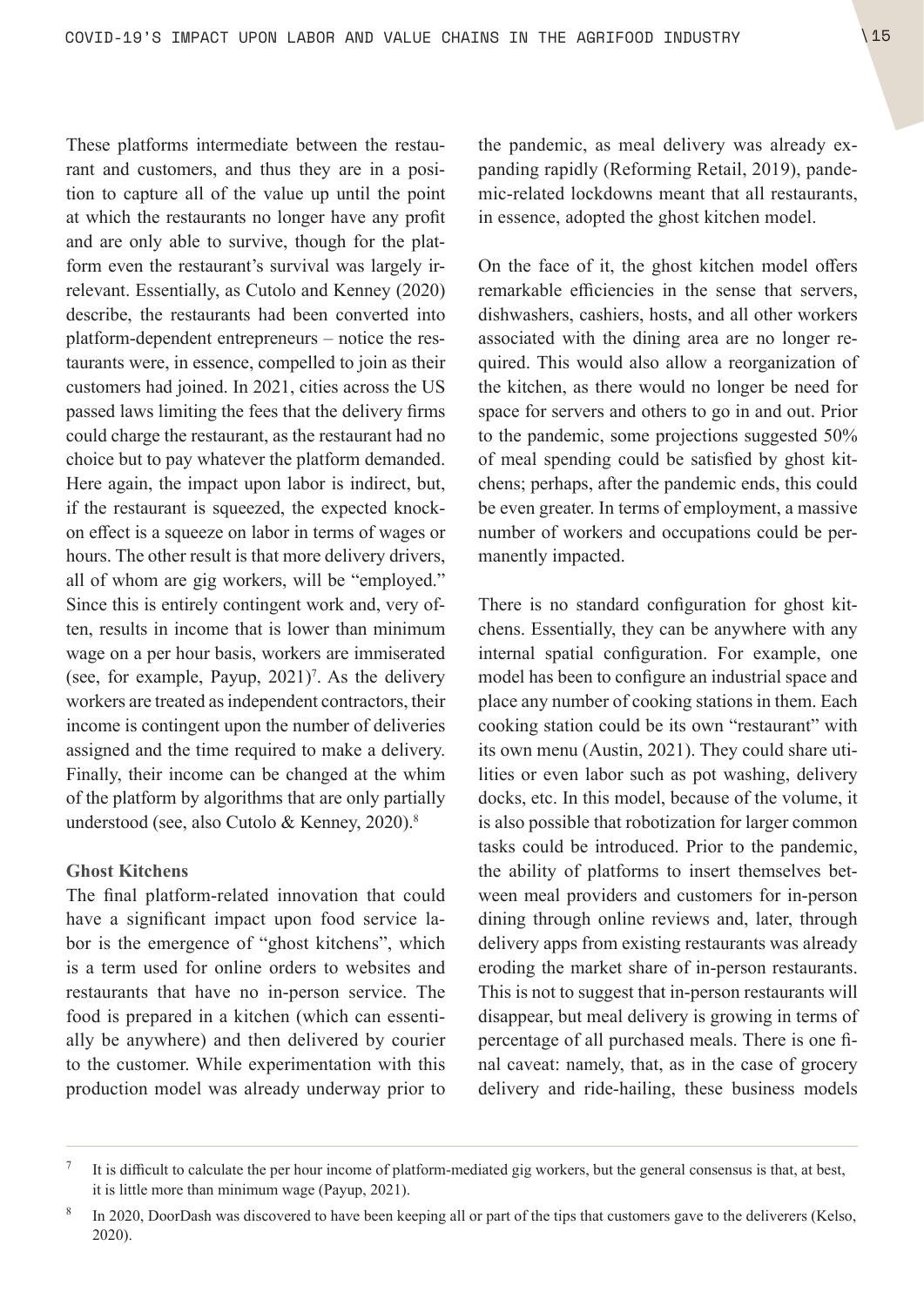These platforms intermediate between the restaurant and customers, and thus they are in a position to capture all of the value up until the point at which the restaurants no longer have any profit and are only able to survive, though for the platform even the restaurant's survival was largely irrelevant. Essentially, as Cutolo and Kenney (2020) describe, the restaurants had been converted into platform-dependent entrepreneurs – notice the restaurants were, in essence, compelled to join as their customers had joined. In 2021, cities across the US passed laws limiting the fees that the delivery firms could charge the restaurant, as the restaurant had no choice but to pay whatever the platform demanded. Here again, the impact upon labor is indirect, but, if the restaurant is squeezed, the expected knock-on effect is a squeeze on labor in terms of wages or hours. The other result is that more delivery drivers, all of whom are gig workers, will be "employed." Since this is entirely contingent work and, very often, results in income that is lower than minimum wage on a per hour basis, workers are immiserated (see, for example, Payup, 2021)[7]. As the delivery workers are treated as independent contractors, their income is contingent upon the number of deliveries assigned and the time required to make a delivery. Finally, their income can be changed at the whim of the platform by algorithms that are only partially understood (see, also Cutolo & Kenney, 2020).[8]

### Ghost Kitchens

The final platform-related innovation that could have a significant impact upon food service labor is the emergence of "ghost kitchens", which is a term used for online orders to websites and restaurants that have no in-person service. The food is prepared in a kitchen (which can essentially be anywhere) and then delivered by courier to the customer. While experimentation with this production model was already underway prior to the pandemic, as meal delivery was already expanding rapidly (Reforming Retail, 2019), pandemic-related lockdowns meant that all restaurants, in essence, adopted the ghost kitchen model.

On the face of it, the ghost kitchen model offers remarkable efficiencies in the sense that servers, dishwashers, cashiers, hosts, and all other workers associated with the dining area are no longer required. This would also allow a reorganization of the kitchen, as there would no longer be need for space for servers and others to go in and out. Prior to the pandemic, some projections suggested 50% of meal spending could be satisfied by ghost kitchens; perhaps, after the pandemic ends, this could be even greater. In terms of employment, a massive number of workers and occupations could be permanently impacted.

There is no standard configuration for ghost kitchens. Essentially, they can be anywhere with any internal spatial configuration. For example, one model has been to configure an industrial space and place any number of cooking stations in them. Each cooking station could be its own "restaurant" with its own menu (Austin, 2021). They could share utilities or even labor such as pot washing, delivery docks, etc. In this model, because of the volume, it is also possible that robotization for larger common tasks could be introduced. Prior to the pandemic, the ability of platforms to insert themselves between meal providers and customers for in-person dining through online reviews and, later, through delivery apps from existing restaurants was already eroding the market share of in-person restaurants. This is not to suggest that in-person restaurants will disappear, but meal delivery is growing in terms of percentage of all purchased meals. There is one final caveat: namely, that, as in the case of grocery delivery and ride-hailing, these business models

---

[7] It is difficult to calculate the per hour income of platform-mediated gig workers, but the general consensus is that, at best, it is little more than minimum wage (Payup, 2021).

[8] In 2020, DoorDash was discovered to have been keeping all or part of the tips that customers gave to the deliverers (Kelso, 2020).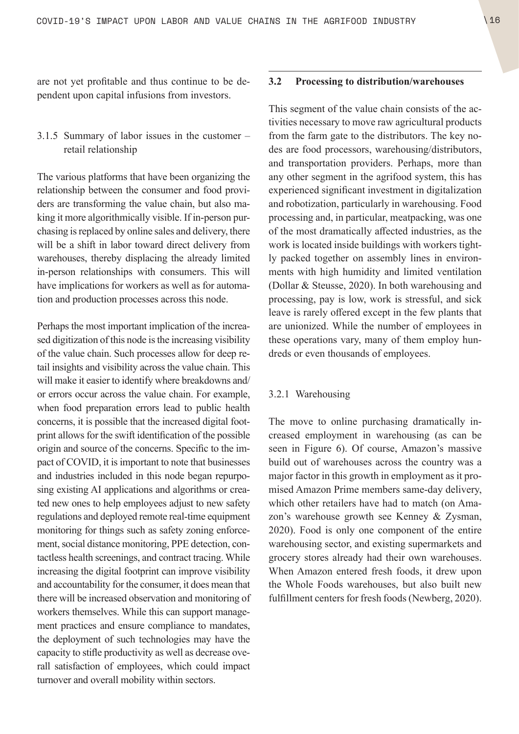are not yet profitable and thus continue to be dependent upon capital infusions from investors.

### 3.1.5 Summary of labor issues in the customer – retail relationship

The various platforms that have been organizing the relationship between the consumer and food providers are transforming the value chain, but also making it more algorithmically visible. If in-person purchasing is replaced by online sales and delivery, there will be a shift in labor toward direct delivery from warehouses, thereby displacing the already limited in-person relationships with consumers. This will have implications for workers as well as for automation and production processes across this node.

Perhaps the most important implication of the increased digitization of this node is the increasing visibility of the value chain. Such processes allow for deep retail insights and visibility across the value chain. This will make it easier to identify where breakdowns and/or errors occur across the value chain. For example, when food preparation errors lead to public health concerns, it is possible that the increased digital footprint allows for the swift identification of the possible origin and source of the concerns. Specific to the impact of COVID, it is important to note that businesses and industries included in this node began repurposing existing AI applications and algorithms or created new ones to help employees adjust to new safety regulations and deployed remote real-time equipment monitoring for things such as safety zoning enforcement, social distance monitoring, PPE detection, contactless health screenings, and contract tracing. While increasing the digital footprint can improve visibility and accountability for the consumer, it does mean that there will be increased observation and monitoring of workers themselves. While this can support management practices and ensure compliance to mandates, the deployment of such technologies may have the capacity to stifle productivity as well as decrease overall satisfaction of employees, which could impact turnover and overall mobility within sectors.

## 3.2 Processing to distribution/warehouses

This segment of the value chain consists of the activities necessary to move raw agricultural products from the farm gate to the distributors. The key nodes are food processors, warehousing/distributors, and transportation providers. Perhaps, more than any other segment in the agrifood system, this has experienced significant investment in digitalization and robotization, particularly in warehousing. Food processing and, in particular, meatpacking, was one of the most dramatically affected industries, as the work is located inside buildings with workers tightly packed together on assembly lines in environments with high humidity and limited ventilation (Dollar & Steusse, 2020). In both warehousing and processing, pay is low, work is stressful, and sick leave is rarely offered except in the few plants that are unionized. While the number of employees in these operations vary, many of them employ hundreds or even thousands of employees.

### 3.2.1 Warehousing

The move to online purchasing dramatically increased employment in warehousing (as can be seen in Figure 6). Of course, Amazon's massive build out of warehouses across the country was a major factor in this growth in employment as it promised Amazon Prime members same-day delivery, which other retailers have had to match (on Amazon's warehouse growth see Kenney & Zysman, 2020). Food is only one component of the entire warehousing sector, and existing supermarkets and grocery stores already had their own warehouses. When Amazon entered fresh foods, it drew upon the Whole Foods warehouses, but also built new fulfillment centers for fresh foods (Newberg, 2020).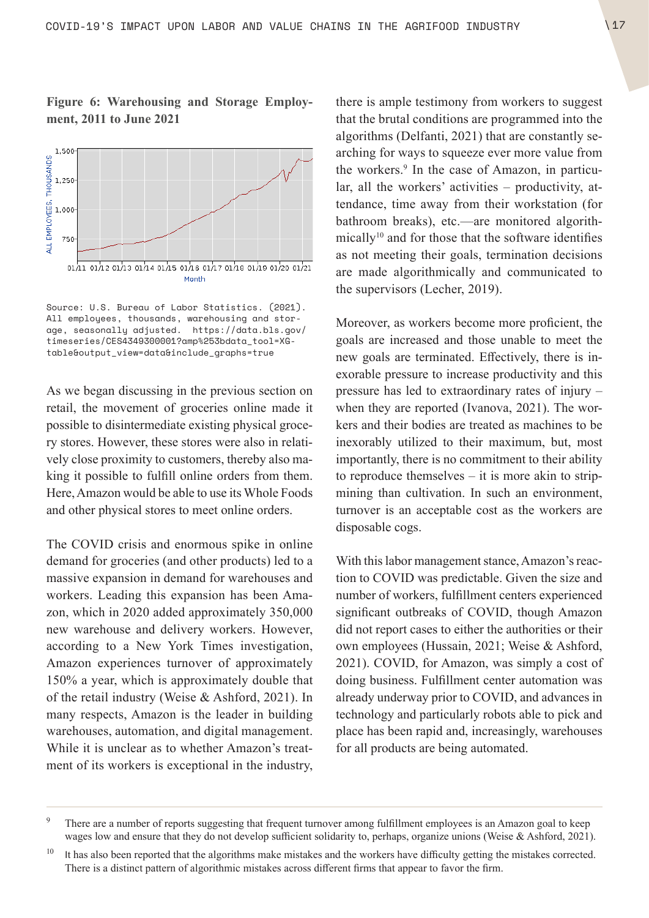**Figure 6: Warehousing and Storage Employment, 2011 to June 2021**

Source: U.S. Bureau of Labor Statistics. (2021). All employees, thousands, warehousing and storage, seasonally adjusted. https://data.bls.gov/timeseries/CES4349300001?amp%253bdata_tool=XGtable&output_view=data&include_graphs=true

As we began discussing in the previous section on retail, the movement of groceries online made it possible to disintermediate existing physical grocery stores. However, these stores were also in relatively close proximity to customers, thereby also making it possible to fulfill online orders from them. Here, Amazon would be able to use its Whole Foods and other physical stores to meet online orders.

The COVID crisis and enormous spike in online demand for groceries (and other products) led to a massive expansion in demand for warehouses and workers. Leading this expansion has been Amazon, which in 2020 added approximately 350,000 new warehouse and delivery workers. However, according to a New York Times investigation, Amazon experiences turnover of approximately 150% a year, which is approximately double that of the retail industry (Weise & Ashford, 2021). In many respects, Amazon is the leader in building warehouses, automation, and digital management. While it is unclear as to whether Amazon's treatment of its workers is exceptional in the industry, there is ample testimony from workers to suggest that the brutal conditions are programmed into the algorithms (Delfanti, 2021) that are constantly searching for ways to squeeze ever more value from the workers.[9] In the case of Amazon, in particular, all the workers' activities – productivity, attendance, time away from their workstation (for bathroom breaks), etc.—are monitored algorithmically[10] and for those that the software identifies as not meeting their goals, termination decisions are made algorithmically and communicated to the supervisors (Lecher, 2019).

Moreover, as workers become more proficient, the goals are increased and those unable to meet the new goals are terminated. Effectively, there is inexorable pressure to increase productivity and this pressure has led to extraordinary rates of injury – when they are reported (Ivanova, 2021). The workers and their bodies are treated as machines to be inexorably utilized to their maximum, but, most importantly, there is no commitment to their ability to reproduce themselves – it is more akin to strip-mining than cultivation. In such an environment, turnover is an acceptable cost as the workers are disposable cogs.

With this labor management stance, Amazon's reaction to COVID was predictable. Given the size and number of workers, fulfillment centers experienced significant outbreaks of COVID, though Amazon did not report cases to either the authorities or their own employees (Hussain, 2021; Weise & Ashford, 2021). COVID, for Amazon, was simply a cost of doing business. Fulfillment center automation was already underway prior to COVID, and advances in technology and particularly robots able to pick and place has been rapid and, increasingly, warehouses for all products are being automated.

---

[9] There are a number of reports suggesting that frequent turnover among fulfillment employees is an Amazon goal to keep wages low and ensure that they do not develop sufficient solidarity to, perhaps, organize unions (Weise & Ashford, 2021).

[10] It has also been reported that the algorithms make mistakes and the workers have difficulty getting the mistakes corrected. There is a distinct pattern of algorithmic mistakes across different firms that appear to favor the firm.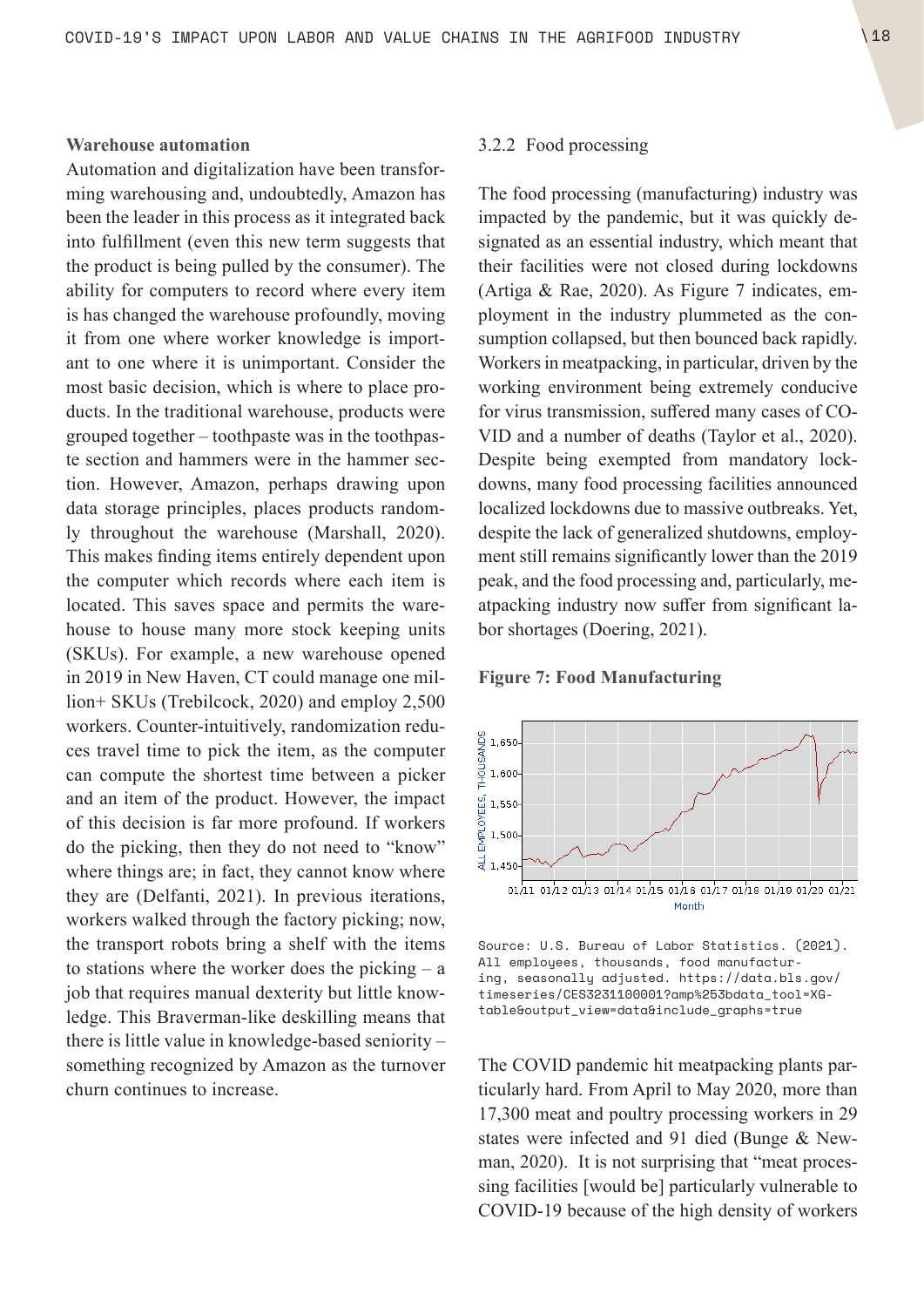**Warehouse automation**

Automation and digitalization have been transforming warehousing and, undoubtedly, Amazon has been the leader in this process as it integrated back into fulfillment (even this new term suggests that the product is being pulled by the consumer). The ability for computers to record where every item is has changed the warehouse profoundly, moving it from one where worker knowledge is important to one where it is unimportant. Consider the most basic decision, which is where to place products. In the traditional warehouse, products were grouped together – toothpaste was in the toothpaste section and hammers were in the hammer section. However, Amazon, perhaps drawing upon data storage principles, places products randomly throughout the warehouse (Marshall, 2020). This makes finding items entirely dependent upon the computer which records where each item is located. This saves space and permits the warehouse to house many more stock keeping units (SKUs). For example, a new warehouse opened in 2019 in New Haven, CT could manage one million+ SKUs (Trebilcock, 2020) and employ 2,500 workers. Counter-intuitively, randomization reduces travel time to pick the item, as the computer can compute the shortest time between a picker and an item of the product. However, the impact of this decision is far more profound. If workers do the picking, then they do not need to "know" where things are; in fact, they cannot know where they are (Delfanti, 2021). In previous iterations, workers walked through the factory picking; now, the transport robots bring a shelf with the items to stations where the worker does the picking – a job that requires manual dexterity but little knowledge. This Braverman-like deskilling means that there is little value in knowledge-based seniority – something recognized by Amazon as the turnover churn continues to increase.

### 3.2.2 Food processing

The food processing (manufacturing) industry was impacted by the pandemic, but it was quickly designated as an essential industry, which meant that their facilities were not closed during lockdowns (Artiga & Rae, 2020). As Figure 7 indicates, employment in the industry plummeted as the consumption collapsed, but then bounced back rapidly. Workers in meatpacking, in particular, driven by the working environment being extremely conducive for virus transmission, suffered many cases of COVID and a number of deaths (Taylor et al., 2020). Despite being exempted from mandatory lockdowns, many food processing facilities announced localized lockdowns due to massive outbreaks. Yet, despite the lack of generalized shutdowns, employment still remains significantly lower than the 2019 peak, and the food processing and, particularly, meatpacking industry now suffer from significant labor shortages (Doering, 2021).

**Figure 7: Food Manufacturing**

Source: U.S. Bureau of Labor Statistics. (2021). All employees, thousands, food manufacturing, seasonally adjusted. https://data.bls.gov/timeseries/CES3231100001?amp%253bdata_tool=XGtable&output_view=data&include_graphs=true

The COVID pandemic hit meatpacking plants particularly hard. From April to May 2020, more than 17,300 meat and poultry processing workers in 29 states were infected and 91 died (Bunge & Newman, 2020). It is not surprising that "meat processing facilities [would be] particularly vulnerable to COVID-19 because of the high density of workers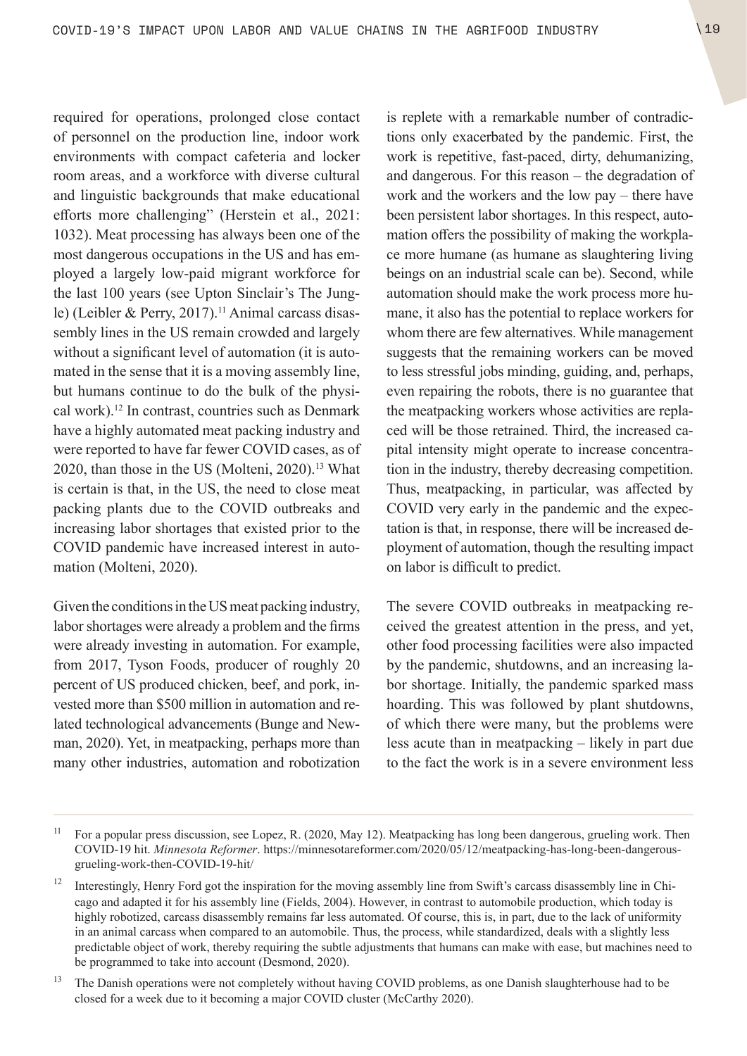required for operations, prolonged close contact of personnel on the production line, indoor work environments with compact cafeteria and locker room areas, and a workforce with diverse cultural and linguistic backgrounds that make educational efforts more challenging" (Herstein et al., 2021: 1032). Meat processing has always been one of the most dangerous occupations in the US and has employed a largely low-paid migrant workforce for the last 100 years (see Upton Sinclair's The Jungle) (Leibler & Perry, 2017).[11] Animal carcass disassembly lines in the US remain crowded and largely without a significant level of automation (it is automated in the sense that it is a moving assembly line, but humans continue to do the bulk of the physical work).[12] In contrast, countries such as Denmark have a highly automated meat packing industry and were reported to have far fewer COVID cases, as of 2020, than those in the US (Molteni, 2020).[13] What is certain is that, in the US, the need to close meat packing plants due to the COVID outbreaks and increasing labor shortages that existed prior to the COVID pandemic have increased interest in automation (Molteni, 2020).

Given the conditions in the US meat packing industry, labor shortages were already a problem and the firms were already investing in automation. For example, from 2017, Tyson Foods, producer of roughly 20 percent of US produced chicken, beef, and pork, invested more than \$500 million in automation and related technological advancements (Bunge and Newman, 2020). Yet, in meatpacking, perhaps more than many other industries, automation and robotization is replete with a remarkable number of contradictions only exacerbated by the pandemic. First, the work is repetitive, fast-paced, dirty, dehumanizing, and dangerous. For this reason – the degradation of work and the workers and the low pay – there have been persistent labor shortages. In this respect, automation offers the possibility of making the workplace more humane (as humane as slaughtering living beings on an industrial scale can be). Second, while automation should make the work process more humane, it also has the potential to replace workers for whom there are few alternatives. While management suggests that the remaining workers can be moved to less stressful jobs minding, guiding, and, perhaps, even repairing the robots, there is no guarantee that the meatpacking workers whose activities are replaced will be those retrained. Third, the increased capital intensity might operate to increase concentration in the industry, thereby decreasing competition. Thus, meatpacking, in particular, was affected by COVID very early in the pandemic and the expectation is that, in response, there will be increased deployment of automation, though the resulting impact on labor is difficult to predict.

The severe COVID outbreaks in meatpacking received the greatest attention in the press, and yet, other food processing facilities were also impacted by the pandemic, shutdowns, and an increasing labor shortage. Initially, the pandemic sparked mass hoarding. This was followed by plant shutdowns, of which there were many, but the problems were less acute than in meatpacking – likely in part due to the fact the work is in a severe environment less

---

[11] For a popular press discussion, see Lopez, R. (2020, May 12). Meatpacking has long been dangerous, grueling work. Then COVID-19 hit. *Minnesota Reformer*. https://minnesotareformer.com/2020/05/12/meatpacking-has-long-been-dangerous-grueling-work-then-COVID-19-hit/

[12] Interestingly, Henry Ford got the inspiration for the moving assembly line from Swift's carcass disassembly line in Chicago and adapted it for his assembly line (Fields, 2004). However, in contrast to automobile production, which today is highly robotized, carcass disassembly remains far less automated. Of course, this is, in part, due to the lack of uniformity in an animal carcass when compared to an automobile. Thus, the process, while standardized, deals with a slightly less predictable object of work, thereby requiring the subtle adjustments that humans can make with ease, but machines need to be programmed to take into account (Desmond, 2020).

[13] The Danish operations were not completely without having COVID problems, as one Danish slaughterhouse had to be closed for a week due to it becoming a major COVID cluster (McCarthy 2020).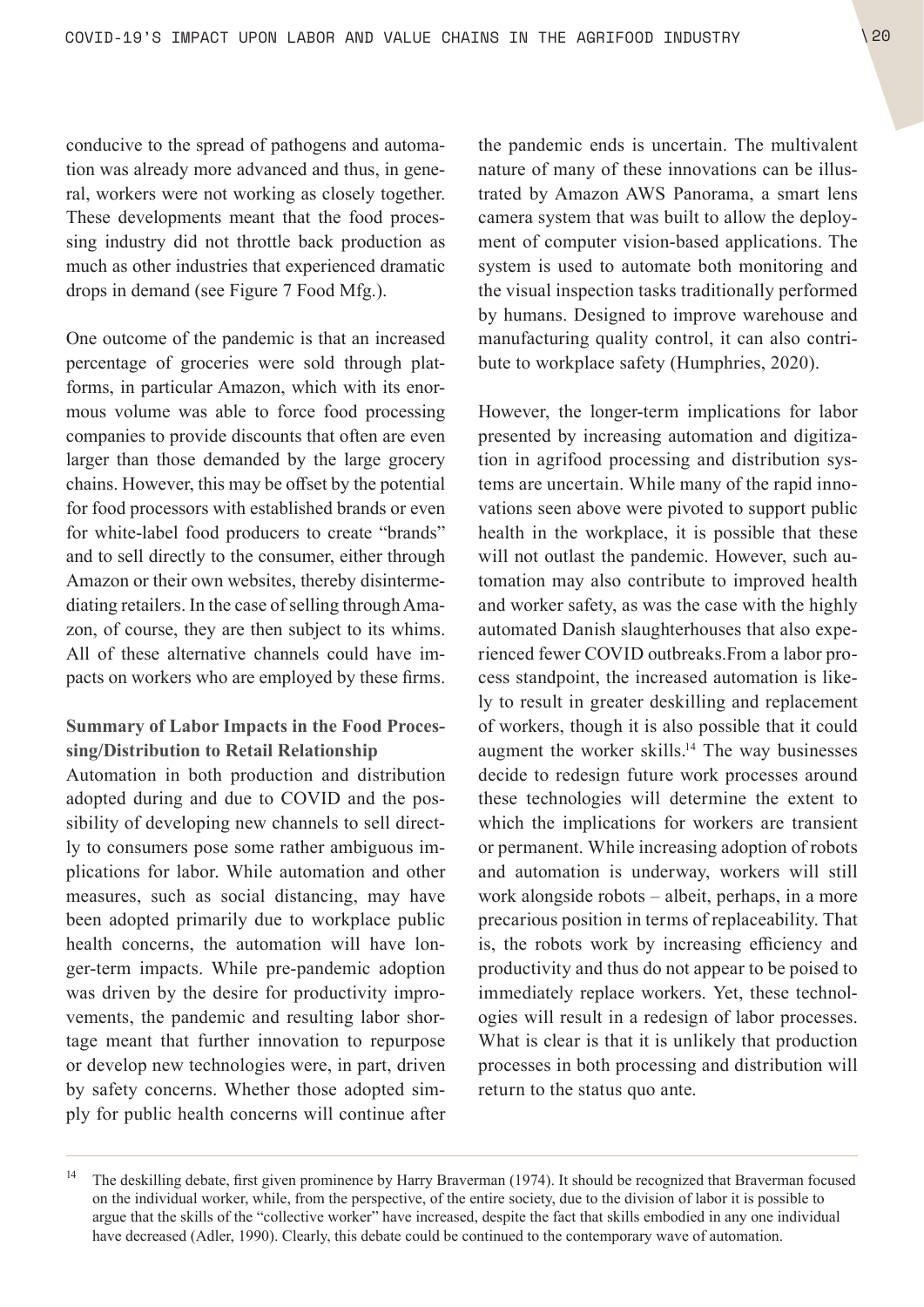conducive to the spread of pathogens and automation was already more advanced and thus, in general, workers were not working as closely together. These developments meant that the food processing industry did not throttle back production as much as other industries that experienced dramatic drops in demand (see Figure 7 Food Mfg.).

One outcome of the pandemic is that an increased percentage of groceries were sold through platforms, in particular Amazon, which with its enormous volume was able to force food processing companies to provide discounts that often are even larger than those demanded by the large grocery chains. However, this may be offset by the potential for food processors with established brands or even for white-label food producers to create "brands" and to sell directly to the consumer, either through Amazon or their own websites, thereby disintermediating retailers. In the case of selling through Amazon, of course, they are then subject to its whims. All of these alternative channels could have impacts on workers who are employed by these firms.

### Summary of Labor Impacts in the Food Processing/Distribution to Retail Relationship

Automation in both production and distribution adopted during and due to COVID and the possibility of developing new channels to sell directly to consumers pose some rather ambiguous implications for labor. While automation and other measures, such as social distancing, may have been adopted primarily due to workplace public health concerns, the automation will have longer-term impacts. While pre-pandemic adoption was driven by the desire for productivity improvements, the pandemic and resulting labor shortage meant that further innovation to repurpose or develop new technologies were, in part, driven by safety concerns. Whether those adopted simply for public health concerns will continue after the pandemic ends is uncertain. The multivalent nature of many of these innovations can be illustrated by Amazon AWS Panorama, a smart lens camera system that was built to allow the deployment of computer vision-based applications. The system is used to automate both monitoring and the visual inspection tasks traditionally performed by humans. Designed to improve warehouse and manufacturing quality control, it can also contribute to workplace safety (Humphries, 2020).

However, the longer-term implications for labor presented by increasing automation and digitization in agrifood processing and distribution systems are uncertain. While many of the rapid innovations seen above were pivoted to support public health in the workplace, it is possible that these will not outlast the pandemic. However, such automation may also contribute to improved health and worker safety, as was the case with the highly automated Danish slaughterhouses that also experienced fewer COVID outbreaks.From a labor process standpoint, the increased automation is likely to result in greater deskilling and replacement of workers, though it is also possible that it could augment the worker skills.[14] The way businesses decide to redesign future work processes around these technologies will determine the extent to which the implications for workers are transient or permanent. While increasing adoption of robots and automation is underway, workers will still work alongside robots – albeit, perhaps, in a more precarious position in terms of replaceability. That is, the robots work by increasing efficiency and productivity and thus do not appear to be poised to immediately replace workers. Yet, these technologies will result in a redesign of labor processes. What is clear is that it is unlikely that production processes in both processing and distribution will return to the status quo ante.

---

[14] The deskilling debate, first given prominence by Harry Braverman (1974). It should be recognized that Braverman focused on the individual worker, while, from the perspective, of the entire society, due to the division of labor it is possible to argue that the skills of the "collective worker" have increased, despite the fact that skills embodied in any one individual have decreased (Adler, 1990). Clearly, this debate could be continued to the contemporary wave of automation.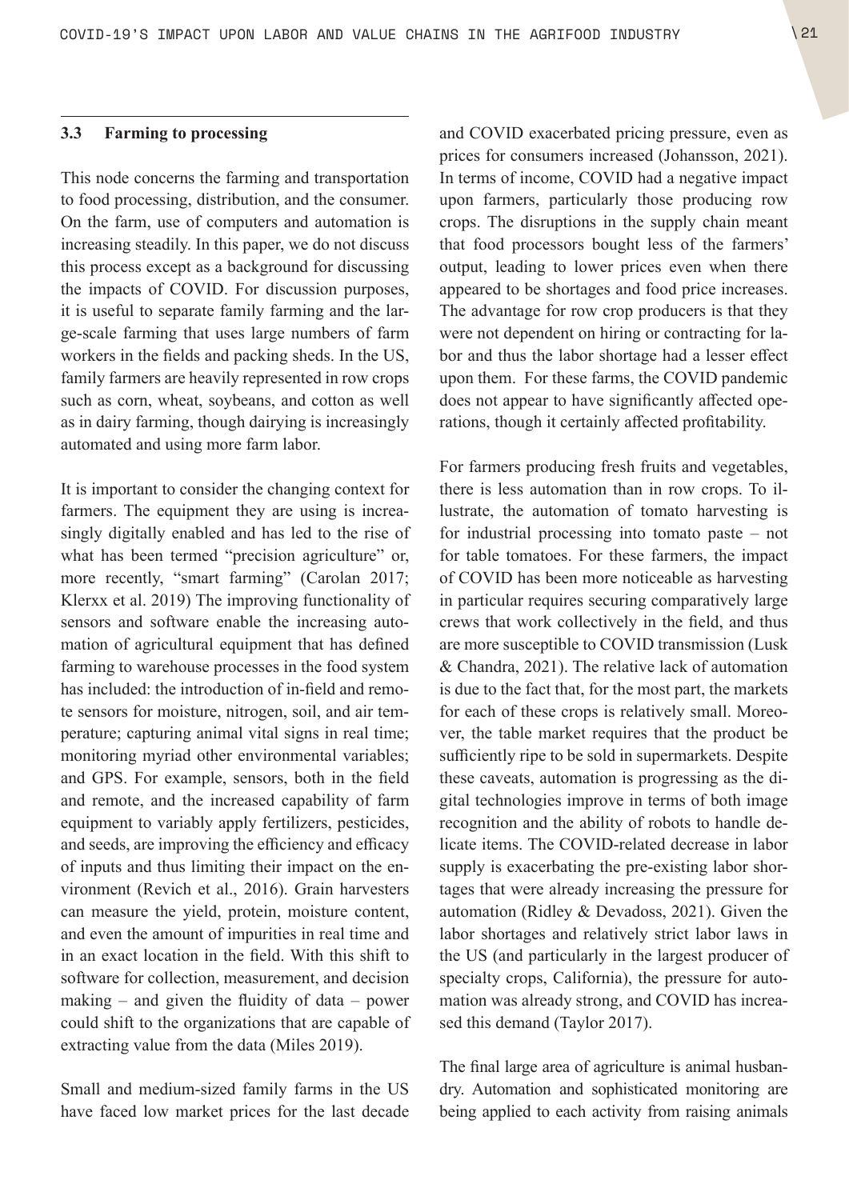### 3.3 Farming to processing

This node concerns the farming and transportation to food processing, distribution, and the consumer. On the farm, use of computers and automation is increasing steadily. In this paper, we do not discuss this process except as a background for discussing the impacts of COVID. For discussion purposes, it is useful to separate family farming and the large-scale farming that uses large numbers of farm workers in the fields and packing sheds. In the US, family farmers are heavily represented in row crops such as corn, wheat, soybeans, and cotton as well as in dairy farming, though dairying is increasingly automated and using more farm labor.

It is important to consider the changing context for farmers. The equipment they are using is increasingly digitally enabled and has led to the rise of what has been termed "precision agriculture" or, more recently, "smart farming" (Carolan 2017; Klerxx et al. 2019) The improving functionality of sensors and software enable the increasing automation of agricultural equipment that has defined farming to warehouse processes in the food system has included: the introduction of in-field and remote sensors for moisture, nitrogen, soil, and air temperature; capturing animal vital signs in real time; monitoring myriad other environmental variables; and GPS. For example, sensors, both in the field and remote, and the increased capability of farm equipment to variably apply fertilizers, pesticides, and seeds, are improving the efficiency and efficacy of inputs and thus limiting their impact on the environment (Revich et al., 2016). Grain harvesters can measure the yield, protein, moisture content, and even the amount of impurities in real time and in an exact location in the field. With this shift to software for collection, measurement, and decision making – and given the fluidity of data – power could shift to the organizations that are capable of extracting value from the data (Miles 2019).

Small and medium-sized family farms in the US have faced low market prices for the last decade and COVID exacerbated pricing pressure, even as prices for consumers increased (Johansson, 2021). In terms of income, COVID had a negative impact upon farmers, particularly those producing row crops. The disruptions in the supply chain meant that food processors bought less of the farmers' output, leading to lower prices even when there appeared to be shortages and food price increases. The advantage for row crop producers is that they were not dependent on hiring or contracting for labor and thus the labor shortage had a lesser effect upon them. For these farms, the COVID pandemic does not appear to have significantly affected operations, though it certainly affected profitability.

For farmers producing fresh fruits and vegetables, there is less automation than in row crops. To illustrate, the automation of tomato harvesting is for industrial processing into tomato paste – not for table tomatoes. For these farmers, the impact of COVID has been more noticeable as harvesting in particular requires securing comparatively large crews that work collectively in the field, and thus are more susceptible to COVID transmission (Lusk & Chandra, 2021). The relative lack of automation is due to the fact that, for the most part, the markets for each of these crops is relatively small. Moreover, the table market requires that the product be sufficiently ripe to be sold in supermarkets. Despite these caveats, automation is progressing as the digital technologies improve in terms of both image recognition and the ability of robots to handle delicate items. The COVID-related decrease in labor supply is exacerbating the pre-existing labor shortages that were already increasing the pressure for automation (Ridley & Devadoss, 2021). Given the labor shortages and relatively strict labor laws in the US (and particularly in the largest producer of specialty crops, California), the pressure for automation was already strong, and COVID has increased this demand (Taylor 2017).

The final large area of agriculture is animal husbandry. Automation and sophisticated monitoring are being applied to each activity from raising animals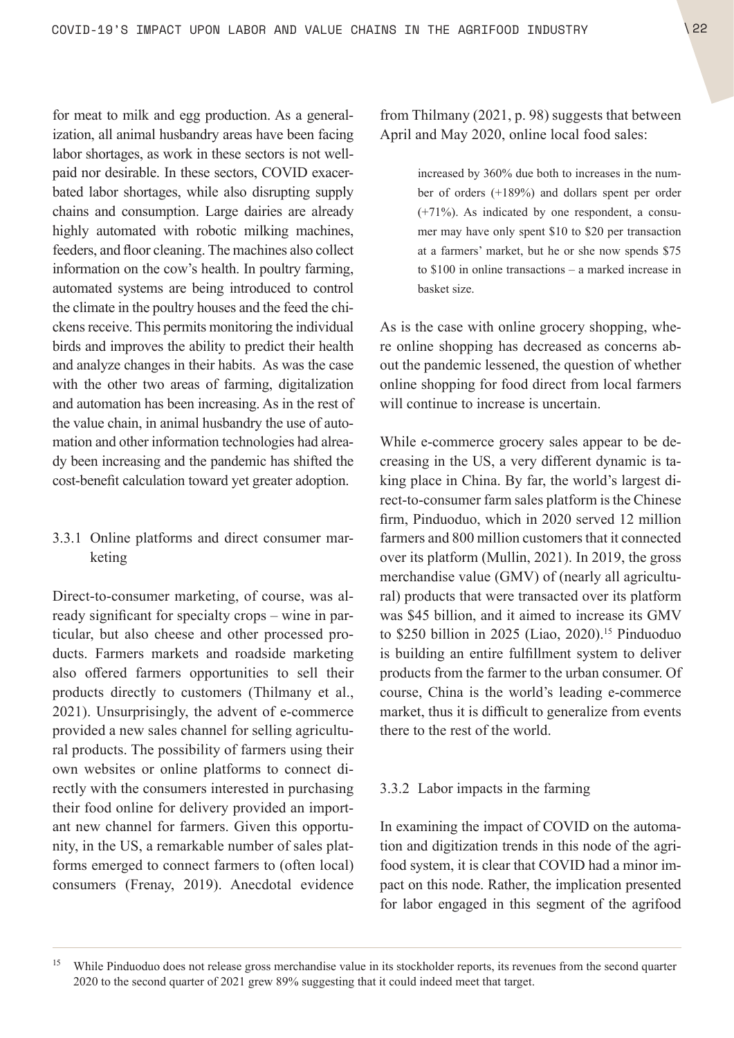for meat to milk and egg production. As a generalization, all animal husbandry areas have been facing labor shortages, as work in these sectors is not well-paid nor desirable. In these sectors, COVID exacerbated labor shortages, while also disrupting supply chains and consumption. Large dairies are already highly automated with robotic milking machines, feeders, and floor cleaning. The machines also collect information on the cow's health. In poultry farming, automated systems are being introduced to control the climate in the poultry houses and the feed the chickens receive. This permits monitoring the individual birds and improves the ability to predict their health and analyze changes in their habits. As was the case with the other two areas of farming, digitalization and automation has been increasing. As in the rest of the value chain, in animal husbandry the use of automation and other information technologies had already been increasing and the pandemic has shifted the cost-benefit calculation toward yet greater adoption.

### 3.3.1 Online platforms and direct consumer marketing

Direct-to-consumer marketing, of course, was already significant for specialty crops – wine in particular, but also cheese and other processed products. Farmers markets and roadside marketing also offered farmers opportunities to sell their products directly to customers (Thilmany et al., 2021). Unsurprisingly, the advent of e-commerce provided a new sales channel for selling agricultural products. The possibility of farmers using their own websites or online platforms to connect directly with the consumers interested in purchasing their food online for delivery provided an important new channel for farmers. Given this opportunity, in the US, a remarkable number of sales platforms emerged to connect farmers to (often local) consumers (Frenay, 2019). Anecdotal evidence from Thilmany (2021, p. 98) suggests that between April and May 2020, online local food sales:

> increased by 360% due both to increases in the number of orders (+189%) and dollars spent per order (+71%). As indicated by one respondent, a consumer may have only spent $10 to $20 per transaction at a farmers' market, but he or she now spends $75 to $100 in online transactions – a marked increase in basket size.

As is the case with online grocery shopping, where online shopping has decreased as concerns about the pandemic lessened, the question of whether online shopping for food direct from local farmers will continue to increase is uncertain.

While e-commerce grocery sales appear to be decreasing in the US, a very different dynamic is taking place in China. By far, the world's largest direct-to-consumer farm sales platform is the Chinese firm, Pinduoduo, which in 2020 served 12 million farmers and 800 million customers that it connected over its platform (Mullin, 2021). In 2019, the gross merchandise value (GMV) of (nearly all agricultural) products that were transacted over its platform was $45 billion, and it aimed to increase its GMV to $250 billion in 2025 (Liao, 2020).[15] Pinduoduo is building an entire fulfillment system to deliver products from the farmer to the urban consumer. Of course, China is the world's leading e-commerce market, thus it is difficult to generalize from events there to the rest of the world.

### 3.3.2 Labor impacts in the farming

In examining the impact of COVID on the automation and digitization trends in this node of the agrifood system, it is clear that COVID had a minor impact on this node. Rather, the implication presented for labor engaged in this segment of the agrifood

---

[15] While Pinduoduo does not release gross merchandise value in its stockholder reports, its revenues from the second quarter 2020 to the second quarter of 2021 grew 89% suggesting that it could indeed meet that target.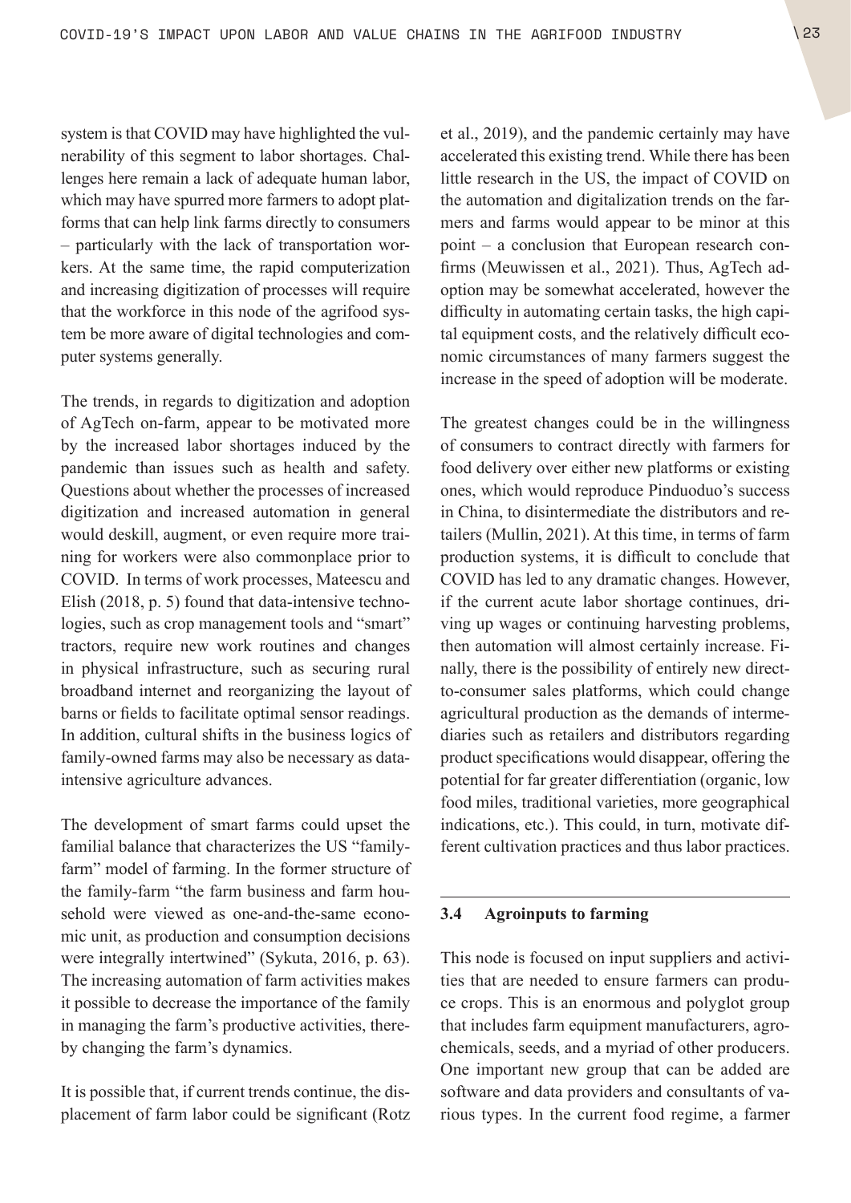system is that COVID may have highlighted the vulnerability of this segment to labor shortages. Challenges here remain a lack of adequate human labor, which may have spurred more farmers to adopt platforms that can help link farms directly to consumers – particularly with the lack of transportation workers. At the same time, the rapid computerization and increasing digitization of processes will require that the workforce in this node of the agrifood system be more aware of digital technologies and computer systems generally.

The trends, in regards to digitization and adoption of AgTech on-farm, appear to be motivated more by the increased labor shortages induced by the pandemic than issues such as health and safety. Questions about whether the processes of increased digitization and increased automation in general would deskill, augment, or even require more training for workers were also commonplace prior to COVID. In terms of work processes, Mateescu and Elish (2018, p. 5) found that data-intensive technologies, such as crop management tools and "smart" tractors, require new work routines and changes in physical infrastructure, such as securing rural broadband internet and reorganizing the layout of barns or fields to facilitate optimal sensor readings. In addition, cultural shifts in the business logics of family-owned farms may also be necessary as data-intensive agriculture advances.

The development of smart farms could upset the familial balance that characterizes the US "family-farm" model of farming. In the former structure of the family-farm "the farm business and farm household were viewed as one-and-the-same economic unit, as production and consumption decisions were integrally intertwined" (Sykuta, 2016, p. 63). The increasing automation of farm activities makes it possible to decrease the importance of the family in managing the farm's productive activities, thereby changing the farm's dynamics.

It is possible that, if current trends continue, the displacement of farm labor could be significant (Rotz et al., 2019), and the pandemic certainly may have accelerated this existing trend. While there has been little research in the US, the impact of COVID on the automation and digitalization trends on the farmers and farms would appear to be minor at this point – a conclusion that European research confirms (Meuwissen et al., 2021). Thus, AgTech adoption may be somewhat accelerated, however the difficulty in automating certain tasks, the high capital equipment costs, and the relatively difficult economic circumstances of many farmers suggest the increase in the speed of adoption will be moderate.

The greatest changes could be in the willingness of consumers to contract directly with farmers for food delivery over either new platforms or existing ones, which would reproduce Pinduoduo's success in China, to disintermediate the distributors and retailers (Mullin, 2021). At this time, in terms of farm production systems, it is difficult to conclude that COVID has led to any dramatic changes. However, if the current acute labor shortage continues, driving up wages or continuing harvesting problems, then automation will almost certainly increase. Finally, there is the possibility of entirely new direct-to-consumer sales platforms, which could change agricultural production as the demands of intermediaries such as retailers and distributors regarding product specifications would disappear, offering the potential for far greater differentiation (organic, low food miles, traditional varieties, more geographical indications, etc.). This could, in turn, motivate different cultivation practices and thus labor practices.

### 3.4 Agroinputs to farming

This node is focused on input suppliers and activities that are needed to ensure farmers can produce crops. This is an enormous and polyglot group that includes farm equipment manufacturers, agrochemicals, seeds, and a myriad of other producers. One important new group that can be added are software and data providers and consultants of various types. In the current food regime, a farmer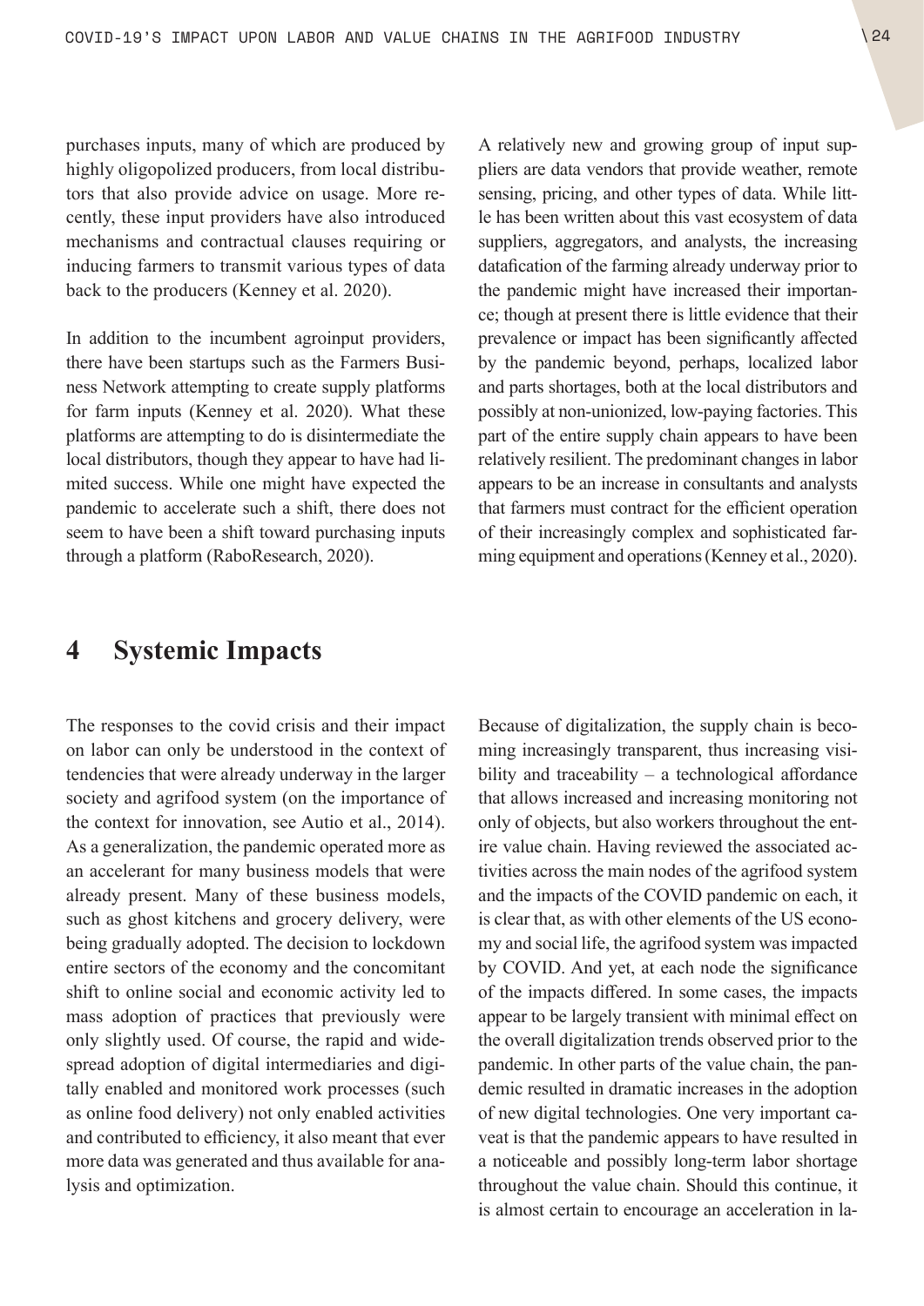purchases inputs, many of which are produced by highly oligopolized producers, from local distributors that also provide advice on usage. More recently, these input providers have also introduced mechanisms and contractual clauses requiring or inducing farmers to transmit various types of data back to the producers (Kenney et al. 2020).

In addition to the incumbent agroinput providers, there have been startups such as the Farmers Business Network attempting to create supply platforms for farm inputs (Kenney et al. 2020). What these platforms are attempting to do is disintermediate the local distributors, though they appear to have had limited success. While one might have expected the pandemic to accelerate such a shift, there does not seem to have been a shift toward purchasing inputs through a platform (RaboResearch, 2020).

A relatively new and growing group of input suppliers are data vendors that provide weather, remote sensing, pricing, and other types of data. While little has been written about this vast ecosystem of data suppliers, aggregators, and analysts, the increasing datafication of the farming already underway prior to the pandemic might have increased their importance; though at present there is little evidence that their prevalence or impact has been significantly affected by the pandemic beyond, perhaps, localized labor and parts shortages, both at the local distributors and possibly at non-unionized, low-paying factories. This part of the entire supply chain appears to have been relatively resilient. The predominant changes in labor appears to be an increase in consultants and analysts that farmers must contract for the efficient operation of their increasingly complex and sophisticated farming equipment and operations (Kenney et al., 2020).

# 4 Systemic Impacts

The responses to the covid crisis and their impact on labor can only be understood in the context of tendencies that were already underway in the larger society and agrifood system (on the importance of the context for innovation, see Autio et al., 2014). As a generalization, the pandemic operated more as an accelerant for many business models that were already present. Many of these business models, such as ghost kitchens and grocery delivery, were being gradually adopted. The decision to lockdown entire sectors of the economy and the concomitant shift to online social and economic activity led to mass adoption of practices that previously were only slightly used. Of course, the rapid and widespread adoption of digital intermediaries and digitally enabled and monitored work processes (such as online food delivery) not only enabled activities and contributed to efficiency, it also meant that ever more data was generated and thus available for analysis and optimization.

Because of digitalization, the supply chain is becoming increasingly transparent, thus increasing visibility and traceability – a technological affordance that allows increased and increasing monitoring not only of objects, but also workers throughout the entire value chain. Having reviewed the associated activities across the main nodes of the agrifood system and the impacts of the COVID pandemic on each, it is clear that, as with other elements of the US economy and social life, the agrifood system was impacted by COVID. And yet, at each node the significance of the impacts differed. In some cases, the impacts appear to be largely transient with minimal effect on the overall digitalization trends observed prior to the pandemic. In other parts of the value chain, the pandemic resulted in dramatic increases in the adoption of new digital technologies. One very important caveat is that the pandemic appears to have resulted in a noticeable and possibly long-term labor shortage throughout the value chain. Should this continue, it is almost certain to encourage an acceleration in la-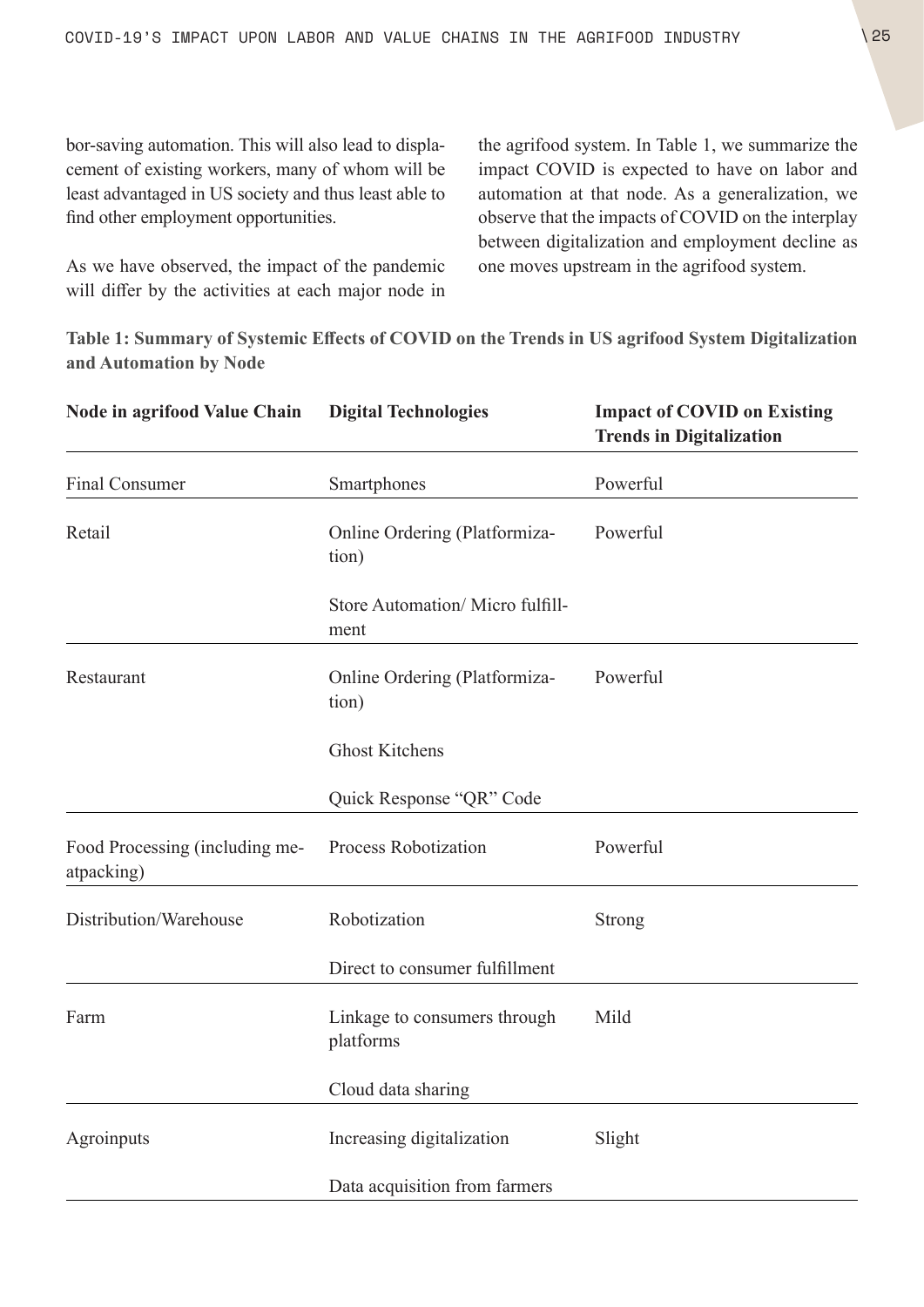bor-saving automation. This will also lead to displacement of existing workers, many of whom will be least advantaged in US society and thus least able to find other employment opportunities.

As we have observed, the impact of the pandemic will differ by the activities at each major node in the agrifood system. In Table 1, we summarize the impact COVID is expected to have on labor and automation at that node. As a generalization, we observe that the impacts of COVID on the interplay between digitalization and employment decline as one moves upstream in the agrifood system.

**Table 1: Summary of Systemic Effects of COVID on the Trends in US agrifood System Digitalization and Automation by Node**

| Node in agrifood Value Chain | Digital Technologies | Impact of COVID on Existing Trends in Digitalization |
|---|---|---|
| Final Consumer | Smartphones | Powerful |
| Retail | Online Ordering (Platformization) | Powerful |
| | Store Automation/ Micro fulfillment | |
| Restaurant | Online Ordering (Platformization) | Powerful |
| | Ghost Kitchens | |
| | Quick Response “QR” Code | |
| Food Processing (including meatpacking) | Process Robotization | Powerful |
| Distribution/Warehouse | Robotization | Strong |
| | Direct to consumer fulfillment | |
| Farm | Linkage to consumers through platforms | Mild |
| | Cloud data sharing | |
| Agroinputs | Increasing digitalization | Slight |
| | Data acquisition from farmers | |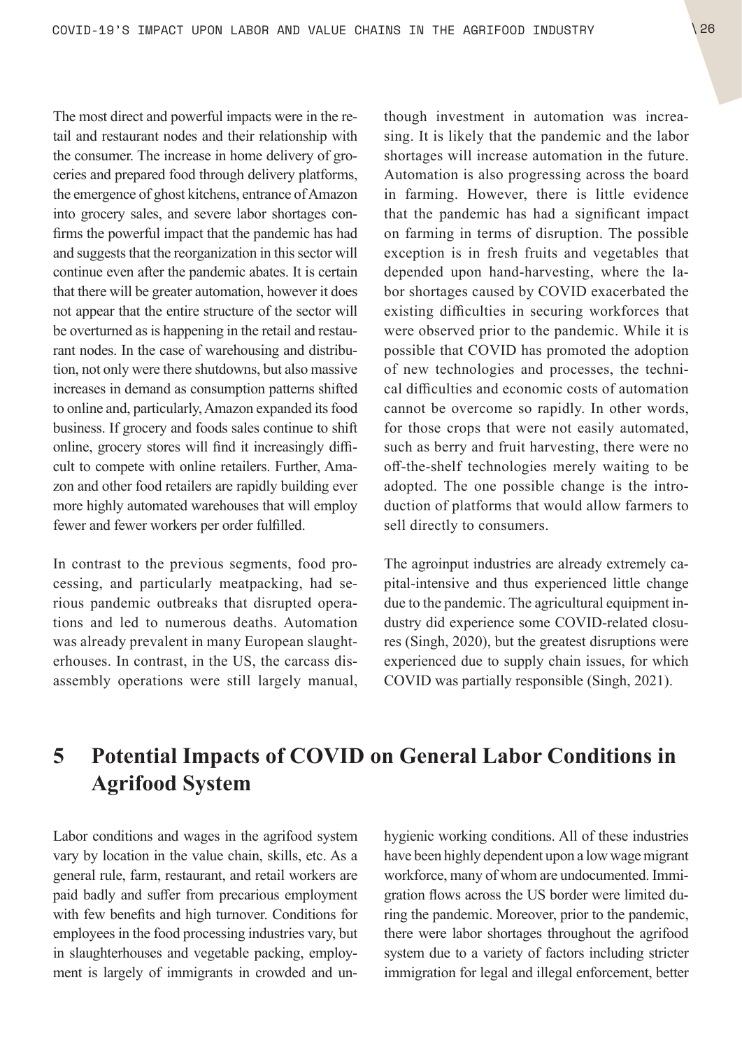The most direct and powerful impacts were in the retail and restaurant nodes and their relationship with the consumer. The increase in home delivery of groceries and prepared food through delivery platforms, the emergence of ghost kitchens, entrance of Amazon into grocery sales, and severe labor shortages confirms the powerful impact that the pandemic has had and suggests that the reorganization in this sector will continue even after the pandemic abates. It is certain that there will be greater automation, however it does not appear that the entire structure of the sector will be overturned as is happening in the retail and restaurant nodes. In the case of warehousing and distribution, not only were there shutdowns, but also massive increases in demand as consumption patterns shifted to online and, particularly, Amazon expanded its food business. If grocery and foods sales continue to shift online, grocery stores will find it increasingly difficult to compete with online retailers. Further, Amazon and other food retailers are rapidly building ever more highly automated warehouses that will employ fewer and fewer workers per order fulfilled.

In contrast to the previous segments, food processing, and particularly meatpacking, had serious pandemic outbreaks that disrupted operations and led to numerous deaths. Automation was already prevalent in many European slaughterhouses. In contrast, in the US, the carcass disassembly operations were still largely manual, though investment in automation was increasing. It is likely that the pandemic and the labor shortages will increase automation in the future. Automation is also progressing across the board in farming. However, there is little evidence that the pandemic has had a significant impact on farming in terms of disruption. The possible exception is in fresh fruits and vegetables that depended upon hand-harvesting, where the labor shortages caused by COVID exacerbated the existing difficulties in securing workforces that were observed prior to the pandemic. While it is possible that COVID has promoted the adoption of new technologies and processes, the technical difficulties and economic costs of automation cannot be overcome so rapidly. In other words, for those crops that were not easily automated, such as berry and fruit harvesting, there were no off-the-shelf technologies merely waiting to be adopted. The one possible change is the introduction of platforms that would allow farmers to sell directly to consumers.

The agroinput industries are already extremely capital-intensive and thus experienced little change due to the pandemic. The agricultural equipment industry did experience some COVID-related closures (Singh, 2020), but the greatest disruptions were experienced due to supply chain issues, for which COVID was partially responsible (Singh, 2021).

# 5 Potential Impacts of COVID on General Labor Conditions in Agrifood System

Labor conditions and wages in the agrifood system vary by location in the value chain, skills, etc. As a general rule, farm, restaurant, and retail workers are paid badly and suffer from precarious employment with few benefits and high turnover. Conditions for employees in the food processing industries vary, but in slaughterhouses and vegetable packing, employment is largely of immigrants in crowded and unhygienic working conditions. All of these industries have been highly dependent upon a low wage migrant workforce, many of whom are undocumented. Immigration flows across the US border were limited during the pandemic. Moreover, prior to the pandemic, there were labor shortages throughout the agrifood system due to a variety of factors including stricter immigration for legal and illegal enforcement, better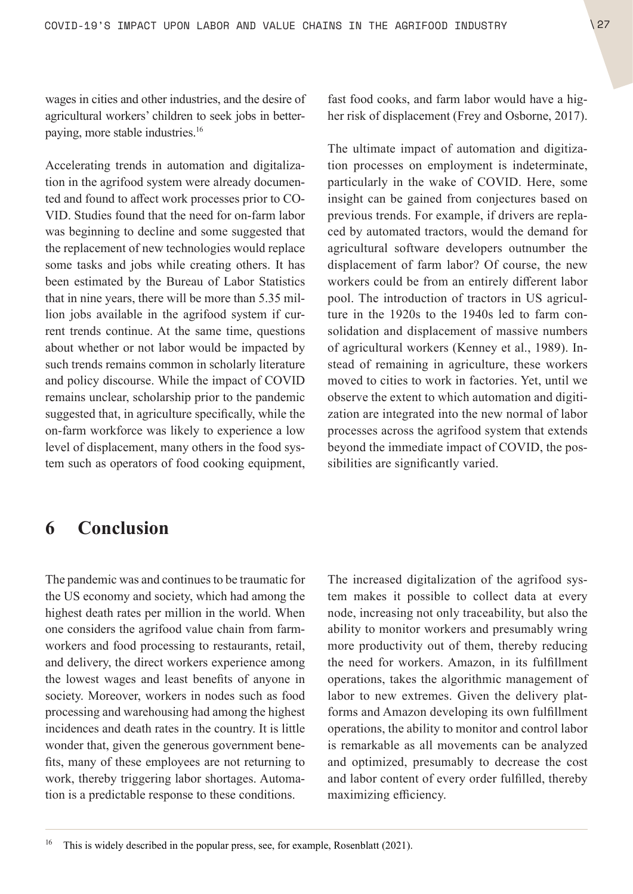wages in cities and other industries, and the desire of agricultural workers' children to seek jobs in better-paying, more stable industries.[16]

Accelerating trends in automation and digitalization in the agrifood system were already documented and found to affect work processes prior to COVID. Studies found that the need for on-farm labor was beginning to decline and some suggested that the replacement of new technologies would replace some tasks and jobs while creating others. It has been estimated by the Bureau of Labor Statistics that in nine years, there will be more than 5.35 million jobs available in the agrifood system if current trends continue. At the same time, questions about whether or not labor would be impacted by such trends remains common in scholarly literature and policy discourse. While the impact of COVID remains unclear, scholarship prior to the pandemic suggested that, in agriculture specifically, while the on-farm workforce was likely to experience a low level of displacement, many others in the food system such as operators of food cooking equipment, fast food cooks, and farm labor would have a higher risk of displacement (Frey and Osborne, 2017).

The ultimate impact of automation and digitization processes on employment is indeterminate, particularly in the wake of COVID. Here, some insight can be gained from conjectures based on previous trends. For example, if drivers are replaced by automated tractors, would the demand for agricultural software developers outnumber the displacement of farm labor? Of course, the new workers could be from an entirely different labor pool. The introduction of tractors in US agriculture in the 1920s to the 1940s led to farm consolidation and displacement of massive numbers of agricultural workers (Kenney et al., 1989). Instead of remaining in agriculture, these workers moved to cities to work in factories. Yet, until we observe the extent to which automation and digitization are integrated into the new normal of labor processes across the agrifood system that extends beyond the immediate impact of COVID, the possibilities are significantly varied.

# 6 Conclusion

The pandemic was and continues to be traumatic for the US economy and society, which had among the highest death rates per million in the world. When one considers the agrifood value chain from farmworkers and food processing to restaurants, retail, and delivery, the direct workers experience among the lowest wages and least benefits of anyone in society. Moreover, workers in nodes such as food processing and warehousing had among the highest incidences and death rates in the country. It is little wonder that, given the generous government benefits, many of these employees are not returning to work, thereby triggering labor shortages. Automation is a predictable response to these conditions.

The increased digitalization of the agrifood system makes it possible to collect data at every node, increasing not only traceability, but also the ability to monitor workers and presumably wring more productivity out of them, thereby reducing the need for workers. Amazon, in its fulfillment operations, takes the algorithmic management of labor to new extremes. Given the delivery platforms and Amazon developing its own fulfillment operations, the ability to monitor and control labor is remarkable as all movements can be analyzed and optimized, presumably to decrease the cost and labor content of every order fulfilled, thereby maximizing efficiency.

---

[16] This is widely described in the popular press, see, for example, Rosenblatt (2021).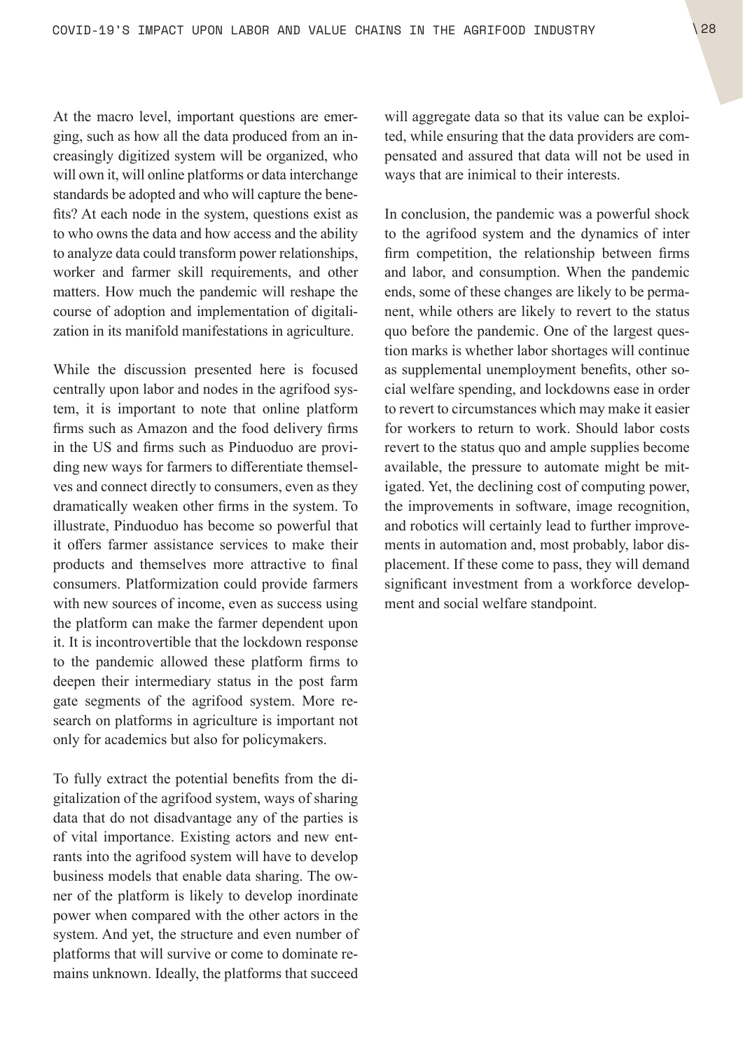At the macro level, important questions are emerging, such as how all the data produced from an increasingly digitized system will be organized, who will own it, will online platforms or data interchange standards be adopted and who will capture the benefits? At each node in the system, questions exist as to who owns the data and how access and the ability to analyze data could transform power relationships, worker and farmer skill requirements, and other matters. How much the pandemic will reshape the course of adoption and implementation of digitalization in its manifold manifestations in agriculture.

While the discussion presented here is focused centrally upon labor and nodes in the agrifood system, it is important to note that online platform firms such as Amazon and the food delivery firms in the US and firms such as Pinduoduo are providing new ways for farmers to differentiate themselves and connect directly to consumers, even as they dramatically weaken other firms in the system. To illustrate, Pinduoduo has become so powerful that it offers farmer assistance services to make their products and themselves more attractive to final consumers. Platformization could provide farmers with new sources of income, even as success using the platform can make the farmer dependent upon it. It is incontrovertible that the lockdown response to the pandemic allowed these platform firms to deepen their intermediary status in the post farm gate segments of the agrifood system. More research on platforms in agriculture is important not only for academics but also for policymakers.

To fully extract the potential benefits from the digitalization of the agrifood system, ways of sharing data that do not disadvantage any of the parties is of vital importance. Existing actors and new entrants into the agrifood system will have to develop business models that enable data sharing. The owner of the platform is likely to develop inordinate power when compared with the other actors in the system. And yet, the structure and even number of platforms that will survive or come to dominate remains unknown. Ideally, the platforms that succeed will aggregate data so that its value can be exploited, while ensuring that the data providers are compensated and assured that data will not be used in ways that are inimical to their interests.

In conclusion, the pandemic was a powerful shock to the agrifood system and the dynamics of inter firm competition, the relationship between firms and labor, and consumption. When the pandemic ends, some of these changes are likely to be permanent, while others are likely to revert to the status quo before the pandemic. One of the largest question marks is whether labor shortages will continue as supplemental unemployment benefits, other social welfare spending, and lockdowns ease in order to revert to circumstances which may make it easier for workers to return to work. Should labor costs revert to the status quo and ample supplies become available, the pressure to automate might be mitigated. Yet, the declining cost of computing power, the improvements in software, image recognition, and robotics will certainly lead to further improvements in automation and, most probably, labor displacement. If these come to pass, they will demand significant investment from a workforce development and social welfare standpoint.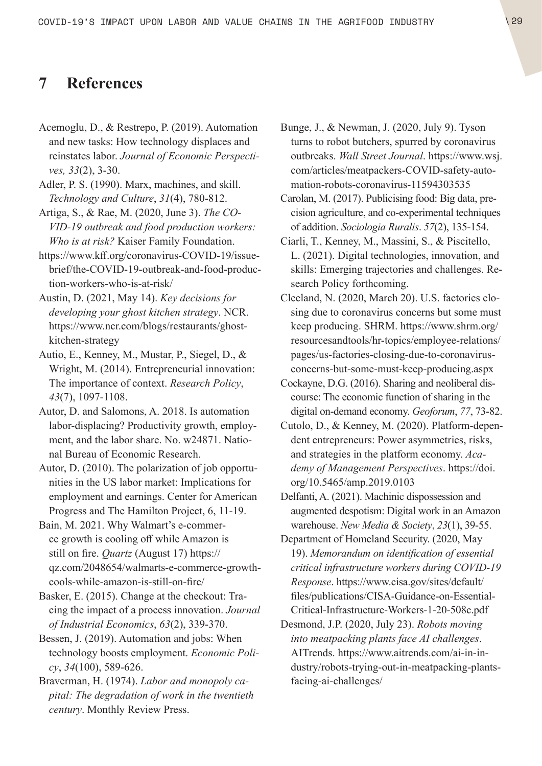# 7 References

Acemoglu, D., & Restrepo, P. (2019). Automation and new tasks: How technology displaces and reinstates labor. *Journal of Economic Perspectives, 33*(2), 3-30.

Adler, P. S. (1990). Marx, machines, and skill. *Technology and Culture*, *31*(4), 780-812.

Artiga, S., & Rae, M. (2020, June 3). *The COVID-19 outbreak and food production workers: Who is at risk?* Kaiser Family Foundation. https://www.kff.org/coronavirus-COVID-19/issue-brief/the-COVID-19-outbreak-and-food-production-workers-who-is-at-risk/

Austin, D. (2021, May 14). *Key decisions for developing your ghost kitchen strategy*. NCR. https://www.ncr.com/blogs/restaurants/ghost-kitchen-strategy

Autio, E., Kenney, M., Mustar, P., Siegel, D., & Wright, M. (2014). Entrepreneurial innovation: The importance of context. *Research Policy*, *43*(7), 1097-1108.

Autor, D. and Salomons, A. 2018. Is automation labor-displacing? Productivity growth, employment, and the labor share. No. w24871. National Bureau of Economic Research.

Autor, D. (2010). The polarization of job opportunities in the US labor market: Implications for employment and earnings. Center for American Progress and The Hamilton Project, 6, 11-19.

Bain, M. 2021. Why Walmart's e-commerce growth is cooling off while Amazon is still on fire. *Quartz* (August 17) https://qz.com/2048654/walmarts-e-commerce-growth-cools-while-amazon-is-still-on-fire/

Basker, E. (2015). Change at the checkout: Tracing the impact of a process innovation. *Journal of Industrial Economics*, *63*(2), 339-370.

Bessen, J. (2019). Automation and jobs: When technology boosts employment. *Economic Policy*, *34*(100), 589-626.

Braverman, H. (1974). *Labor and monopoly capital: The degradation of work in the twentieth century*. Monthly Review Press.

Bunge, J., & Newman, J. (2020, July 9). Tyson turns to robot butchers, spurred by coronavirus outbreaks. *Wall Street Journal*. https://www.wsj.com/articles/meatpackers-COVID-safety-automation-robots-coronavirus-11594303535

Carolan, M. (2017). Publicising food: Big data, precision agriculture, and co-experimental techniques of addition. *Sociologia Ruralis*. *57*(2), 135-154.

Ciarli, T., Kenney, M., Massini, S., & Piscitello, L. (2021). Digital technologies, innovation, and skills: Emerging trajectories and challenges. Research Policy forthcoming.

Cleeland, N. (2020, March 20). U.S. factories closing due to coronavirus concerns but some must keep producing. SHRM. https://www.shrm.org/resourcesandtools/hr-topics/employee-relations/pages/us-factories-closing-due-to-coronavirus-concerns-but-some-must-keep-producing.aspx

Cockayne, D.G. (2016). Sharing and neoliberal discourse: The economic function of sharing in the digital on-demand economy. *Geoforum*, *77*, 73-82.

Cutolo, D., & Kenney, M. (2020). Platform-dependent entrepreneurs: Power asymmetries, risks, and strategies in the platform economy. *Academy of Management Perspectives*. https://doi.org/10.5465/amp.2019.0103

Delfanti, A. (2021). Machinic dispossession and augmented despotism: Digital work in an Amazon warehouse. *New Media & Society*, *23*(1), 39-55.

Department of Homeland Security. (2020, May 19). *Memorandum on identification of essential critical infrastructure workers during COVID-19 Response*. https://www.cisa.gov/sites/default/files/publications/CISA-Guidance-on-Essential-Critical-Infrastructure-Workers-1-20-508c.pdf

Desmond, J.P. (2020, July 23). *Robots moving into meatpacking plants face AI challenges*. AITrends. https://www.aitrends.com/ai-in-industry/robots-trying-out-in-meatpacking-plants-facing-ai-challenges/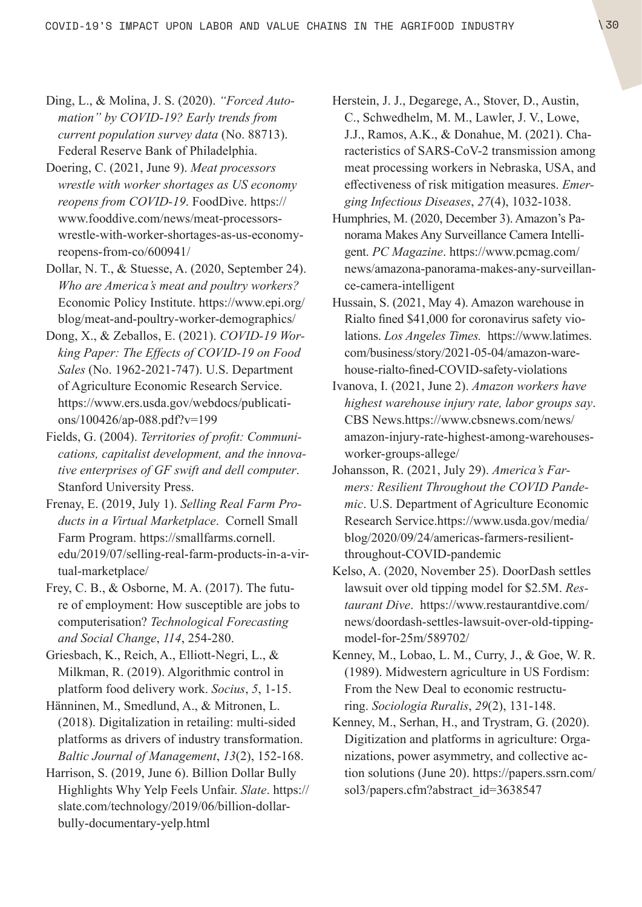Ding, L., & Molina, J. S. (2020). *"Forced Automation" by COVID-19? Early trends from current population survey data* (No. 88713). Federal Reserve Bank of Philadelphia.

Doering, C. (2021, June 9). *Meat processors wrestle with worker shortages as US economy reopens from COVID-19*. FoodDive. https://www.fooddive.com/news/meat-processors-wrestle-with-worker-shortages-as-us-economy-reopens-from-co/600941/

Dollar, N. T., & Stuesse, A. (2020, September 24). *Who are America's meat and poultry workers?* Economic Policy Institute. https://www.epi.org/blog/meat-and-poultry-worker-demographics/

Dong, X., & Zeballos, E. (2021). *COVID-19 Working Paper: The Effects of COVID-19 on Food Sales* (No. 1962-2021-747). U.S. Department of Agriculture Economic Research Service. https://www.ers.usda.gov/webdocs/publications/100426/ap-088.pdf?v=199

Fields, G. (2004). *Territories of profit: Communications, capitalist development, and the innovative enterprises of GF swift and dell computer*. Stanford University Press.

Frenay, E. (2019, July 1). *Selling Real Farm Products in a Virtual Marketplace*. Cornell Small Farm Program. https://smallfarms.cornell.edu/2019/07/selling-real-farm-products-in-a-virtual-marketplace/

Frey, C. B., & Osborne, M. A. (2017). The future of employment: How susceptible are jobs to computerisation? *Technological Forecasting and Social Change*, *114*, 254-280.

Griesbach, K., Reich, A., Elliott-Negri, L., & Milkman, R. (2019). Algorithmic control in platform food delivery work. *Socius*, *5*, 1-15.

Hänninen, M., Smedlund, A., & Mitronen, L. (2018). Digitalization in retailing: multi-sided platforms as drivers of industry transformation. *Baltic Journal of Management*, *13*(2), 152-168.

Harrison, S. (2019, June 6). Billion Dollar Bully Highlights Why Yelp Feels Unfair. *Slate*. https://slate.com/technology/2019/06/billion-dollar-bully-documentary-yelp.html

Herstein, J. J., Degarege, A., Stover, D., Austin, C., Schwedhelm, M. M., Lawler, J. V., Lowe, J.J., Ramos, A.K., & Donahue, M. (2021). Characteristics of SARS-CoV-2 transmission among meat processing workers in Nebraska, USA, and effectiveness of risk mitigation measures. *Emerging Infectious Diseases*, *27*(4), 1032-1038.

Humphries, M. (2020, December 3). Amazon's Panorama Makes Any Surveillance Camera Intelligent. *PC Magazine*. https://www.pcmag.com/news/amazona-panorama-makes-any-surveillance-camera-intelligent

Hussain, S. (2021, May 4). Amazon warehouse in Rialto fined $41,000 for coronavirus safety violations. *Los Angeles Times.* https://www.latimes.com/business/story/2021-05-04/amazon-warehouse-rialto-fined-COVID-safety-violations

Ivanova, I. (2021, June 2). *Amazon workers have highest warehouse injury rate, labor groups say*. CBS News.https://www.cbsnews.com/news/amazon-injury-rate-highest-among-warehouses-worker-groups-allege/

Johansson, R. (2021, July 29). *America's Farmers: Resilient Throughout the COVID Pandemic*. U.S. Department of Agriculture Economic Research Service.https://www.usda.gov/media/blog/2020/09/24/americas-farmers-resilient-throughout-COVID-pandemic

Kelso, A. (2020, November 25). DoorDash settles lawsuit over old tipping model for $2.5M. *Restaurant Dive*. https://www.restaurantdive.com/news/doordash-settles-lawsuit-over-old-tipping-model-for-25m/589702/

Kenney, M., Lobao, L. M., Curry, J., & Goe, W. R. (1989). Midwestern agriculture in US Fordism: From the New Deal to economic restructuring. *Sociologia Ruralis*, *29*(2), 131-148.

Kenney, M., Serhan, H., and Trystram, G. (2020). Digitization and platforms in agriculture: Organizations, power asymmetry, and collective action solutions (June 20). https://papers.ssrn.com/sol3/papers.cfm?abstract_id=3638547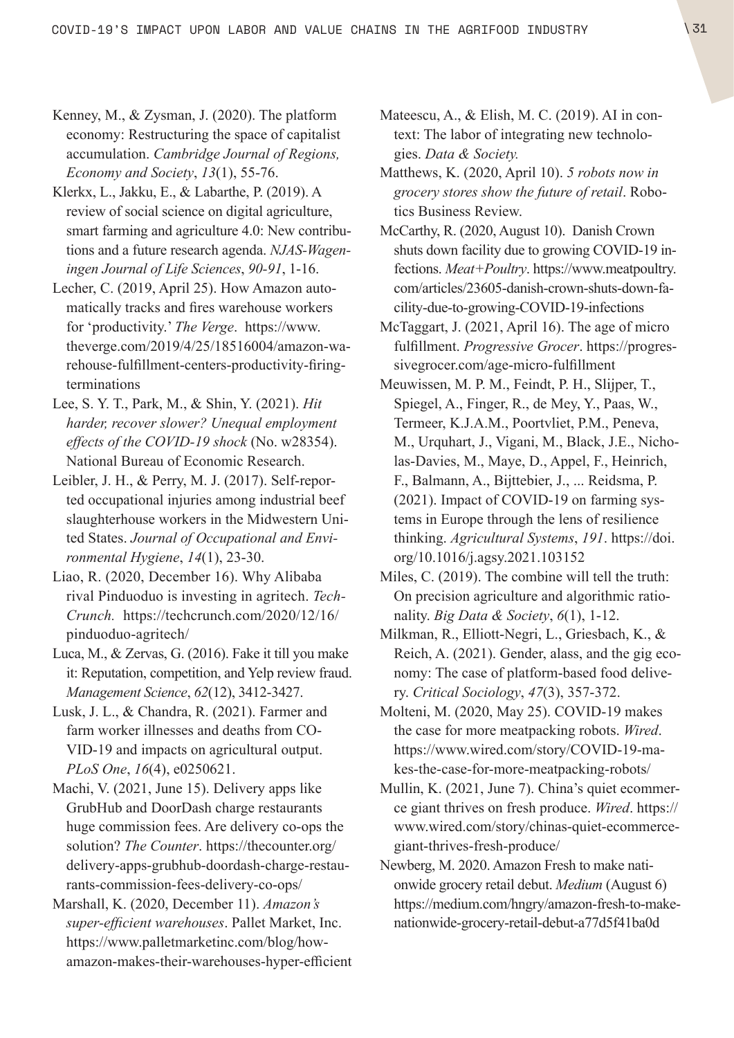Kenney, M., & Zysman, J. (2020). The platform economy: Restructuring the space of capitalist accumulation. *Cambridge Journal of Regions, Economy and Society*, *13*(1), 55-76.

Klerkx, L., Jakku, E., & Labarthe, P. (2019). A review of social science on digital agriculture, smart farming and agriculture 4.0: New contributions and a future research agenda. *NJAS-Wageningen Journal of Life Sciences*, *90-91*, 1-16.

Lecher, C. (2019, April 25). How Amazon automatically tracks and fires warehouse workers for 'productivity.' *The Verge*. https://www.theverge.com/2019/4/25/18516004/amazon-warehouse-fulfillment-centers-productivity-firing-terminations

Lee, S. Y. T., Park, M., & Shin, Y. (2021). *Hit harder, recover slower? Unequal employment effects of the COVID-19 shock* (No. w28354). National Bureau of Economic Research.

Leibler, J. H., & Perry, M. J. (2017). Self-reported occupational injuries among industrial beef slaughterhouse workers in the Midwestern United States. *Journal of Occupational and Environmental Hygiene*, *14*(1), 23-30.

Liao, R. (2020, December 16). Why Alibaba rival Pinduoduo is investing in agritech. *TechCrunch.* https://techcrunch.com/2020/12/16/pinduoduo-agritech/

Luca, M., & Zervas, G. (2016). Fake it till you make it: Reputation, competition, and Yelp review fraud. *Management Science*, *62*(12), 3412-3427.

Lusk, J. L., & Chandra, R. (2021). Farmer and farm worker illnesses and deaths from COVID-19 and impacts on agricultural output. *PLoS One*, *16*(4), e0250621.

Machi, V. (2021, June 15). Delivery apps like GrubHub and DoorDash charge restaurants huge commission fees. Are delivery co-ops the solution? *The Counter*. https://thecounter.org/delivery-apps-grubhub-doordash-charge-restaurants-commission-fees-delivery-co-ops/

Marshall, K. (2020, December 11). *Amazon's super-efficient warehouses*. Pallet Market, Inc. https://www.palletmarketinc.com/blog/how-amazon-makes-their-warehouses-hyper-efficient

Mateescu, A., & Elish, M. C. (2019). AI in context: The labor of integrating new technologies. *Data & Society.*

Matthews, K. (2020, April 10). *5 robots now in grocery stores show the future of retail*. Robotics Business Review.

McCarthy, R. (2020, August 10). Danish Crown shuts down facility due to growing COVID-19 infections. *Meat+Poultry*. https://www.meatpoultry.com/articles/23605-danish-crown-shuts-down-facility-due-to-growing-COVID-19-infections

McTaggart, J. (2021, April 16). The age of micro fulfillment. *Progressive Grocer*. https://progressivegrocer.com/age-micro-fulfillment

Meuwissen, M. P. M., Feindt, P. H., Slijper, T., Spiegel, A., Finger, R., de Mey, Y., Paas, W., Termeer, K.J.A.M., Poortvliet, P.M., Peneva, M., Urquhart, J., Vigani, M., Black, J.E., Nicholas-Davies, M., Maye, D., Appel, F., Heinrich, F., Balmann, A., Bijttebier, J., ... Reidsma, P. (2021). Impact of COVID-19 on farming systems in Europe through the lens of resilience thinking. *Agricultural Systems*, *191*. https://doi.org/10.1016/j.agsy.2021.103152

Miles, C. (2019). The combine will tell the truth: On precision agriculture and algorithmic rationality. *Big Data & Society*, *6*(1), 1-12.

Milkman, R., Elliott-Negri, L., Griesbach, K., & Reich, A. (2021). Gender, alass, and the gig economy: The case of platform-based food delivery. *Critical Sociology*, *47*(3), 357-372.

Molteni, M. (2020, May 25). COVID-19 makes the case for more meatpacking robots. *Wired*. https://www.wired.com/story/COVID-19-makes-the-case-for-more-meatpacking-robots/

Mullin, K. (2021, June 7). China's quiet ecommerce giant thrives on fresh produce. *Wired*. https://www.wired.com/story/chinas-quiet-ecommerce-giant-thrives-fresh-produce/

Newberg, M. 2020. Amazon Fresh to make nationwide grocery retail debut. *Medium* (August 6) https://medium.com/hngry/amazon-fresh-to-make-nationwide-grocery-retail-debut-a77d5f41ba0d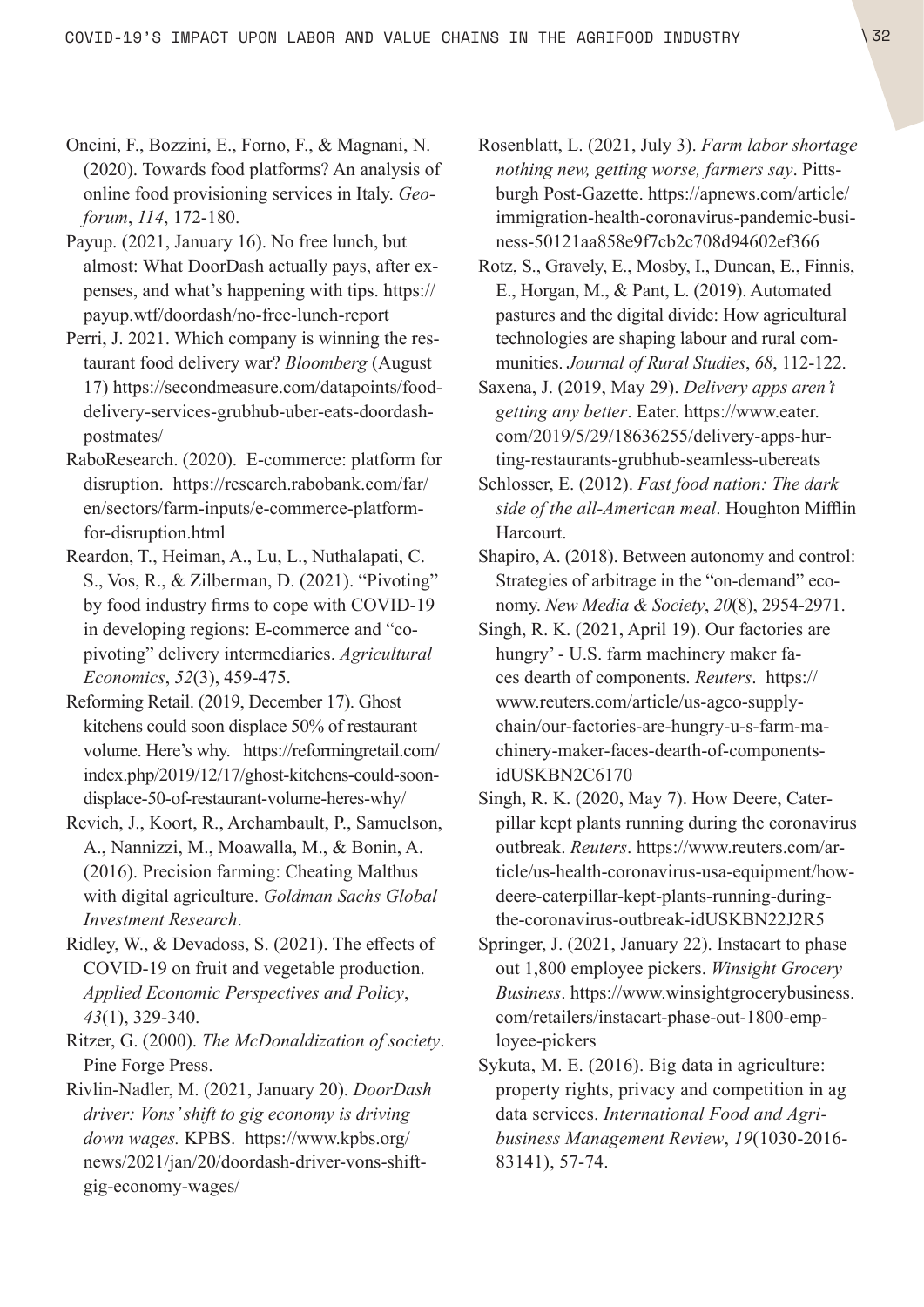Oncini, F., Bozzini, E., Forno, F., & Magnani, N. (2020). Towards food platforms? An analysis of online food provisioning services in Italy. *Geoforum*, *114*, 172-180.

Payup. (2021, January 16). No free lunch, but almost: What DoorDash actually pays, after expenses, and what's happening with tips. https://payup.wtf/doordash/no-free-lunch-report

Perri, J. 2021. Which company is winning the restaurant food delivery war? *Bloomberg* (August 17) https://secondmeasure.com/datapoints/food-delivery-services-grubhub-uber-eats-doordash-postmates/

RaboResearch. (2020). E-commerce: platform for disruption. https://research.rabobank.com/far/en/sectors/farm-inputs/e-commerce-platform-for-disruption.html

Reardon, T., Heiman, A., Lu, L., Nuthalapati, C. S., Vos, R., & Zilberman, D. (2021). "Pivoting" by food industry firms to cope with COVID-19 in developing regions: E-commerce and "co-pivoting" delivery intermediaries. *Agricultural Economics*, *52*(3), 459-475.

Reforming Retail. (2019, December 17). Ghost kitchens could soon displace 50% of restaurant volume. Here's why. https://reformingretail.com/index.php/2019/12/17/ghost-kitchens-could-soon-displace-50-of-restaurant-volume-heres-why/

Revich, J., Koort, R., Archambault, P., Samuelson, A., Nannizzi, M., Moawalla, M., & Bonin, A. (2016). Precision farming: Cheating Malthus with digital agriculture. *Goldman Sachs Global Investment Research*.

Ridley, W., & Devadoss, S. (2021). The effects of COVID-19 on fruit and vegetable production. *Applied Economic Perspectives and Policy*, *43*(1), 329-340.

Ritzer, G. (2000). *The McDonaldization of society*. Pine Forge Press.

Rivlin-Nadler, M. (2021, January 20). *DoorDash driver: Vons' shift to gig economy is driving down wages.* KPBS. https://www.kpbs.org/news/2021/jan/20/doordash-driver-vons-shift-gig-economy-wages/

Rosenblatt, L. (2021, July 3). *Farm labor shortage nothing new, getting worse, farmers say*. Pittsburgh Post-Gazette. https://apnews.com/article/immigration-health-coronavirus-pandemic-business-50121aa858e9f7cb2c708d94602ef366

Rotz, S., Gravely, E., Mosby, I., Duncan, E., Finnis, E., Horgan, M., & Pant, L. (2019). Automated pastures and the digital divide: How agricultural technologies are shaping labour and rural communities. *Journal of Rural Studies*, *68*, 112-122.

Saxena, J. (2019, May 29). *Delivery apps aren't getting any better*. Eater. https://www.eater.com/2019/5/29/18636255/delivery-apps-hurting-restaurants-grubhub-seamless-ubereats

Schlosser, E. (2012). *Fast food nation: The dark side of the all-American meal*. Houghton Mifflin Harcourt.

Shapiro, A. (2018). Between autonomy and control: Strategies of arbitrage in the "on-demand" economy. *New Media & Society*, *20*(8), 2954-2971.

Singh, R. K. (2021, April 19). Our factories are hungry' - U.S. farm machinery maker faces dearth of components. *Reuters*. https://www.reuters.com/article/us-agco-supply-chain/our-factories-are-hungry-u-s-farm-machinery-maker-faces-dearth-of-components-idUSKBN2C6170

Singh, R. K. (2020, May 7). How Deere, Caterpillar kept plants running during the coronavirus outbreak. *Reuters*. https://www.reuters.com/article/us-health-coronavirus-usa-equipment/how-deere-caterpillar-kept-plants-running-during-the-coronavirus-outbreak-idUSKBN22J2R5

Springer, J. (2021, January 22). Instacart to phase out 1,800 employee pickers. *Winsight Grocery Business*. https://www.winsightgrocerybusiness.com/retailers/instacart-phase-out-1800-employee-pickers

Sykuta, M. E. (2016). Big data in agriculture: property rights, privacy and competition in ag data services. *International Food and Agribusiness Management Review*, *19*(1030-2016-83141), 57-74.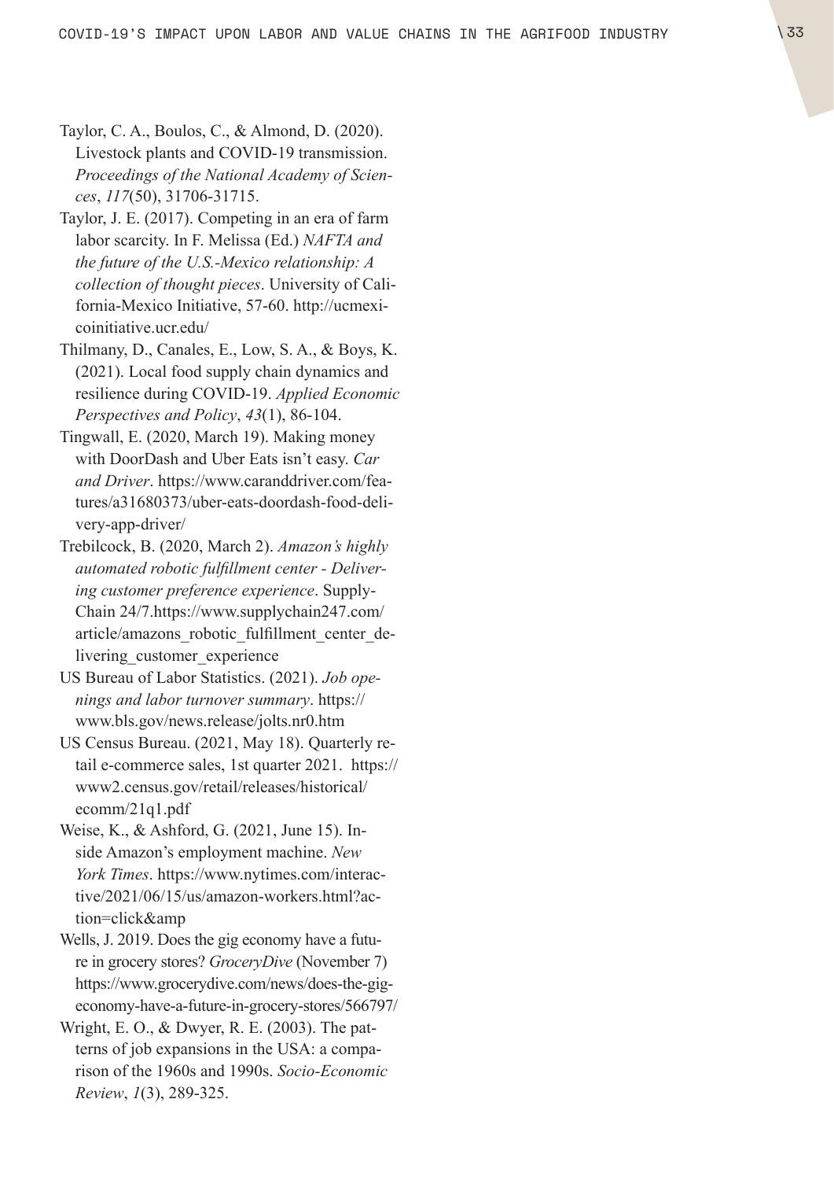Taylor, C. A., Boulos, C., & Almond, D. (2020). Livestock plants and COVID-19 transmission. *Proceedings of the National Academy of Sciences*, *117*(50), 31706-31715.

Taylor, J. E. (2017). Competing in an era of farm labor scarcity. In F. Melissa (Ed.) *NAFTA and the future of the U.S.-Mexico relationship: A collection of thought pieces*. University of California-Mexico Initiative, 57-60. http://ucmexicoinitiative.ucr.edu/

Thilmany, D., Canales, E., Low, S. A., & Boys, K. (2021). Local food supply chain dynamics and resilience during COVID-19. *Applied Economic Perspectives and Policy*, *43*(1), 86-104.

Tingwall, E. (2020, March 19). Making money with DoorDash and Uber Eats isn't easy. *Car and Driver*. https://www.caranddriver.com/features/a31680373/uber-eats-doordash-food-delivery-app-driver/

Trebilcock, B. (2020, March 2). *Amazon's highly automated robotic fulfillment center - Delivering customer preference experience*. Supply-Chain 24/7.https://www.supplychain247.com/article/amazons_robotic_fulfillment_center_delivering_customer_experience

US Bureau of Labor Statistics. (2021). *Job openings and labor turnover summary*. https://www.bls.gov/news.release/jolts.nr0.htm

US Census Bureau. (2021, May 18). Quarterly retail e-commerce sales, 1st quarter 2021. https://www2.census.gov/retail/releases/historical/ecomm/21q1.pdf

Weise, K., & Ashford, G. (2021, June 15). Inside Amazon's employment machine. *New York Times*. https://www.nytimes.com/interactive/2021/06/15/us/amazon-workers.html?action=click&amp

Wells, J. 2019. Does the gig economy have a future in grocery stores? *GroceryDive* (November 7) https://www.grocerydive.com/news/does-the-gig-economy-have-a-future-in-grocery-stores/566797/

Wright, E. O., & Dwyer, R. E. (2003). The patterns of job expansions in the USA: a comparison of the 1960s and 1990s. *Socio-Economic Review*, *1*(3), 289-325.